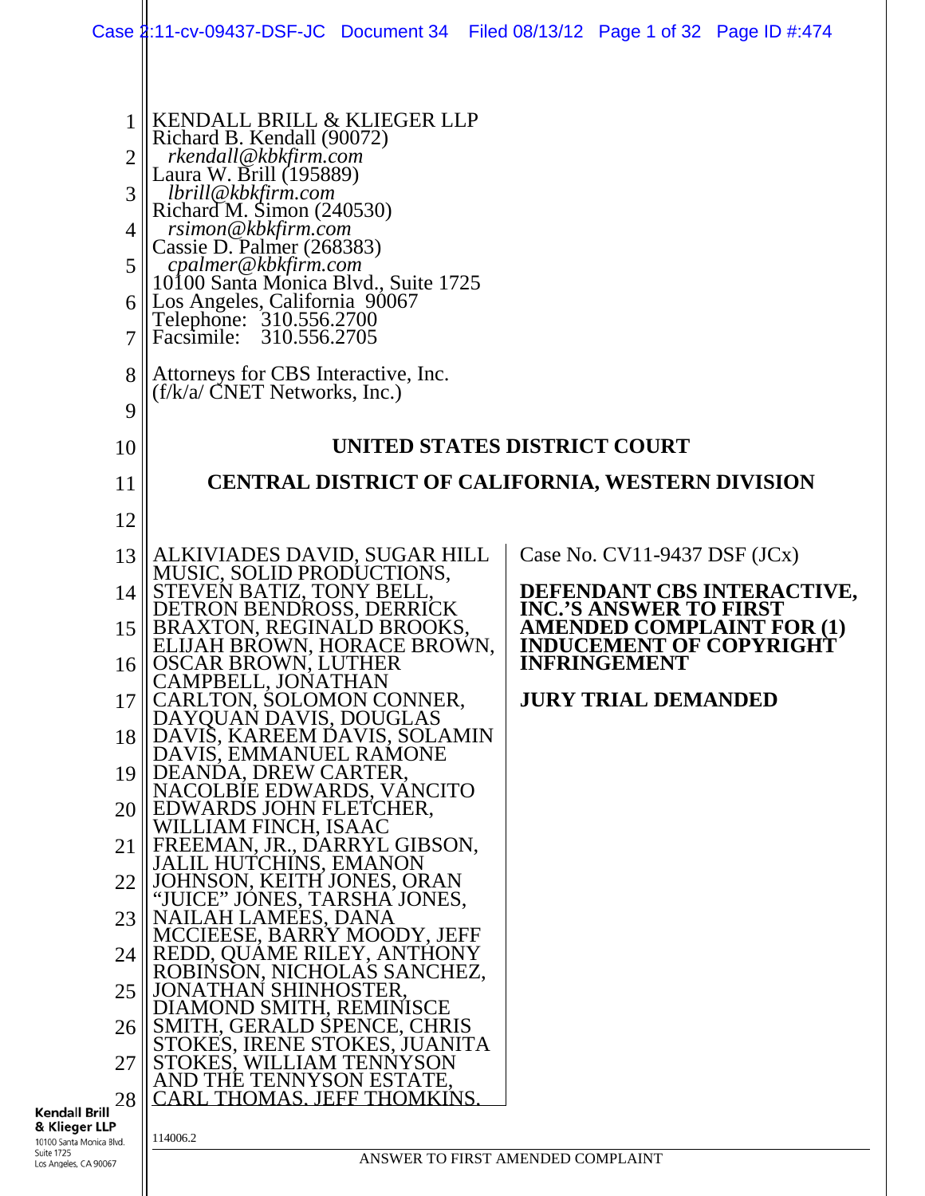KENDALL BRILL & KLIEGER LLP
Richard B. Kendall (90072)
*rkendall@kbkfirm.com*
Laura W. Brill (195889)
*lbrill@kbkfirm.com*
Richard M. Simon (240530)
*rsimon@kbkfirm.com*
Cassie D. Palmer (268383)
*cpalmer@kbkfirm.com*
10100 Santa Monica Blvd., Suite 1725
Los Angeles, California 90067
Telephone: 310.556.2700
Facsimile: 310.556.2705

Attorneys for CBS Interactive, Inc.
(f/k/a/ CNET Networks, Inc.)

**UNITED STATES DISTRICT COURT**

**CENTRAL DISTRICT OF CALIFORNIA, WESTERN DIVISION**

ALKIVIADES DAVID, SUGAR HILL MUSIC, SOLID PRODUCTIONS, STEVEN BATIZ, TONY BELL, DETRON BENDROSS, DERRICK BRAXTON, REGINALD BROOKS, ELIJAH BROWN, HORACE BROWN, OSCAR BROWN, LUTHER CAMPBELL, JONATHAN CARLTON, SOLOMON CONNER, DAYQUAN DAVIS, DOUGLAS DAVIS, KAREEM DAVIS, SOLAMIN DAVIS, EMMANUEL RAMONE DEANDA, DREW CARTER, NACOLBIE EDWARDS, VANCITO EDWARDS JOHN FLETCHER, WILLIAM FINCH, ISAAC FREEMAN, JR., DARRYL GIBSON, JALIL HUTCHINS, EMANON JOHNSON, KEITH JONES, ORAN "JUICE" JONES, TARSHA JONES, NAILAH LAMEES, DANA MCCIEESE, BARRY MOODY, JEFF REDD, QUAME RILEY, ANTHONY ROBINSON, NICHOLAS SANCHEZ, JONATHAN SHINHOSTER, DIAMOND SMITH, REMINISCE SMITH, GERALD SPENCE, CHRIS STOKES, IRENE STOKES, JUANITA STOKES, WILLIAM TENNYSON AND THE TENNYSON ESTATE, CARL THOMAS, JEFF THOMKINS,

Case No. CV11-9437 DSF (JCx)

**DEFENDANT CBS INTERACTIVE, INC.'S ANSWER TO FIRST AMENDED COMPLAINT FOR (1) INDUCEMENT OF COPYRIGHT INFRINGEMENT**

**JURY TRIAL DEMANDED**

114006.2

ANSWER TO FIRST AMENDED COMPLAINT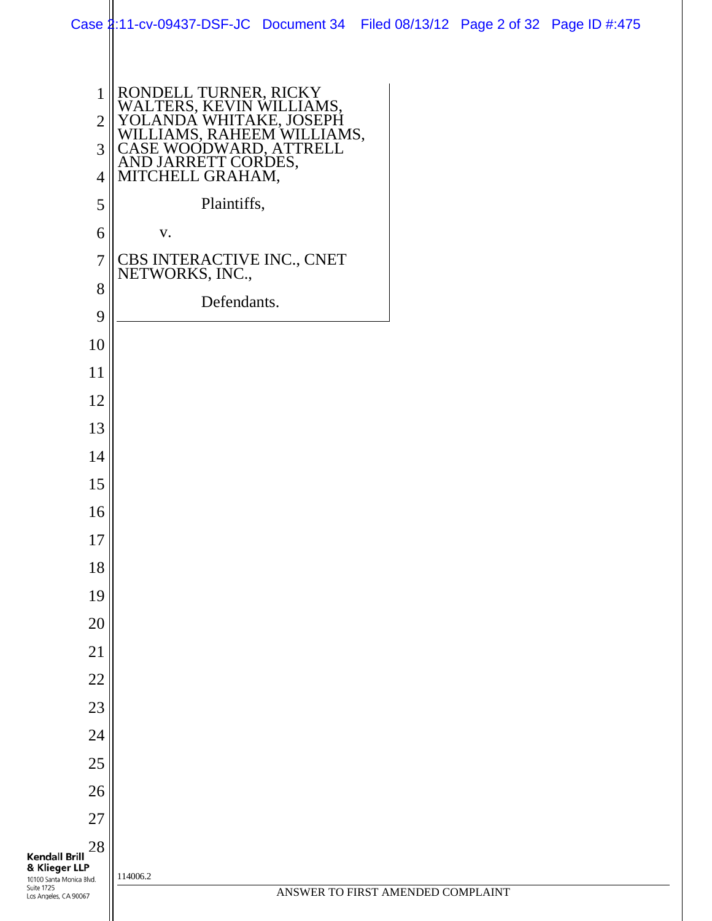RONDELL TURNER, RICKY WALTERS, KEVIN WILLIAMS, YOLANDA WHITAKE, JOSEPH WILLIAMS, RAHEEM WILLIAMS, CASE WOODWARD, ATTRELL AND JARRETT CORDES, MITCHELL GRAHAM,

Plaintiffs,

v.

CBS INTERACTIVE INC., CNET NETWORKS, INC.,

Defendants.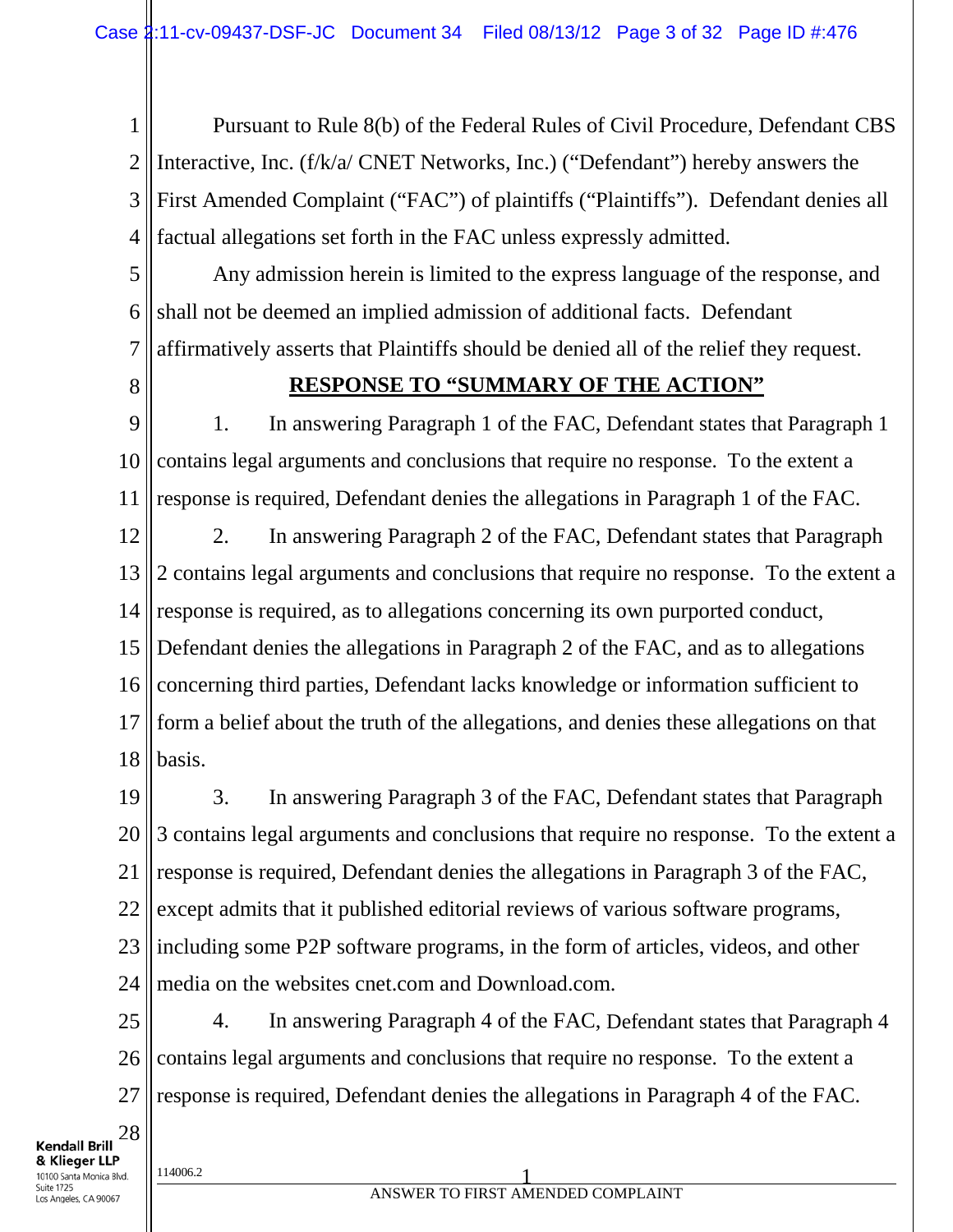Pursuant to Rule 8(b) of the Federal Rules of Civil Procedure, Defendant CBS Interactive, Inc. (f/k/a/ CNET Networks, Inc.) ("Defendant") hereby answers the First Amended Complaint ("FAC") of plaintiffs ("Plaintiffs"). Defendant denies all factual allegations set forth in the FAC unless expressly admitted.

Any admission herein is limited to the express language of the response, and shall not be deemed an implied admission of additional facts. Defendant affirmatively asserts that Plaintiffs should be denied all of the relief they request.

**RESPONSE TO "SUMMARY OF THE ACTION"**

1. In answering Paragraph 1 of the FAC, Defendant states that Paragraph 1 contains legal arguments and conclusions that require no response. To the extent a response is required, Defendant denies the allegations in Paragraph 1 of the FAC.

2. In answering Paragraph 2 of the FAC, Defendant states that Paragraph 2 contains legal arguments and conclusions that require no response. To the extent a response is required, as to allegations concerning its own purported conduct, Defendant denies the allegations in Paragraph 2 of the FAC, and as to allegations concerning third parties, Defendant lacks knowledge or information sufficient to form a belief about the truth of the allegations, and denies these allegations on that basis.

3. In answering Paragraph 3 of the FAC, Defendant states that Paragraph 3 contains legal arguments and conclusions that require no response. To the extent a response is required, Defendant denies the allegations in Paragraph 3 of the FAC, except admits that it published editorial reviews of various software programs, including some P2P software programs, in the form of articles, videos, and other media on the websites cnet.com and Download.com.

4. In answering Paragraph 4 of the FAC, Defendant states that Paragraph 4 contains legal arguments and conclusions that require no response. To the extent a response is required, Defendant denies the allegations in Paragraph 4 of the FAC.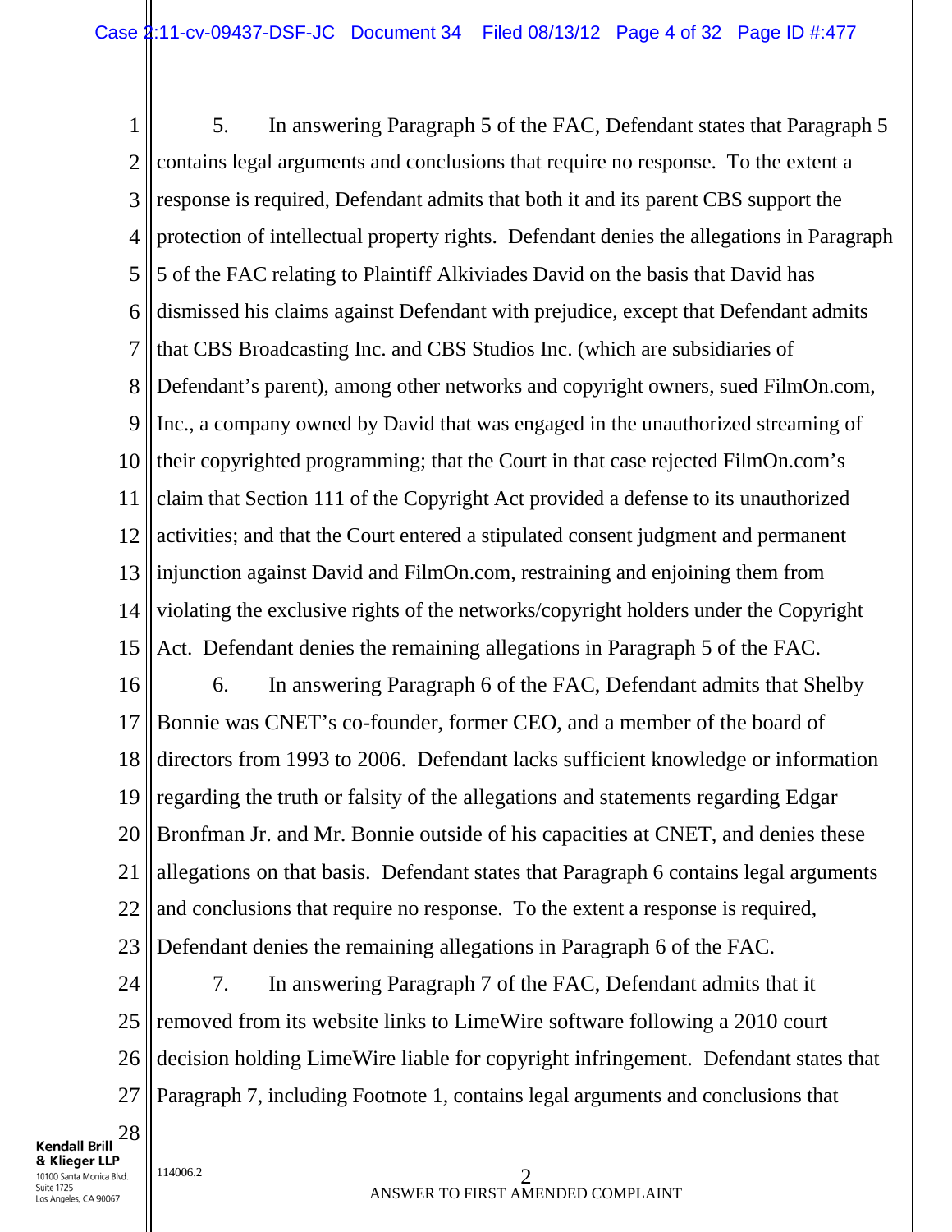5. In answering Paragraph 5 of the FAC, Defendant states that Paragraph 5 contains legal arguments and conclusions that require no response. To the extent a response is required, Defendant admits that both it and its parent CBS support the protection of intellectual property rights. Defendant denies the allegations in Paragraph 5 of the FAC relating to Plaintiff Alkiviades David on the basis that David has dismissed his claims against Defendant with prejudice, except that Defendant admits that CBS Broadcasting Inc. and CBS Studios Inc. (which are subsidiaries of Defendant's parent), among other networks and copyright owners, sued FilmOn.com, Inc., a company owned by David that was engaged in the unauthorized streaming of their copyrighted programming; that the Court in that case rejected FilmOn.com's claim that Section 111 of the Copyright Act provided a defense to its unauthorized activities; and that the Court entered a stipulated consent judgment and permanent injunction against David and FilmOn.com, restraining and enjoining them from violating the exclusive rights of the networks/copyright holders under the Copyright Act. Defendant denies the remaining allegations in Paragraph 5 of the FAC.

6. In answering Paragraph 6 of the FAC, Defendant admits that Shelby Bonnie was CNET's co-founder, former CEO, and a member of the board of directors from 1993 to 2006. Defendant lacks sufficient knowledge or information regarding the truth or falsity of the allegations and statements regarding Edgar Bronfman Jr. and Mr. Bonnie outside of his capacities at CNET, and denies these allegations on that basis. Defendant states that Paragraph 6 contains legal arguments and conclusions that require no response. To the extent a response is required, Defendant denies the remaining allegations in Paragraph 6 of the FAC.

7. In answering Paragraph 7 of the FAC, Defendant admits that it removed from its website links to LimeWire software following a 2010 court decision holding LimeWire liable for copyright infringement. Defendant states that Paragraph 7, including Footnote 1, contains legal arguments and conclusions that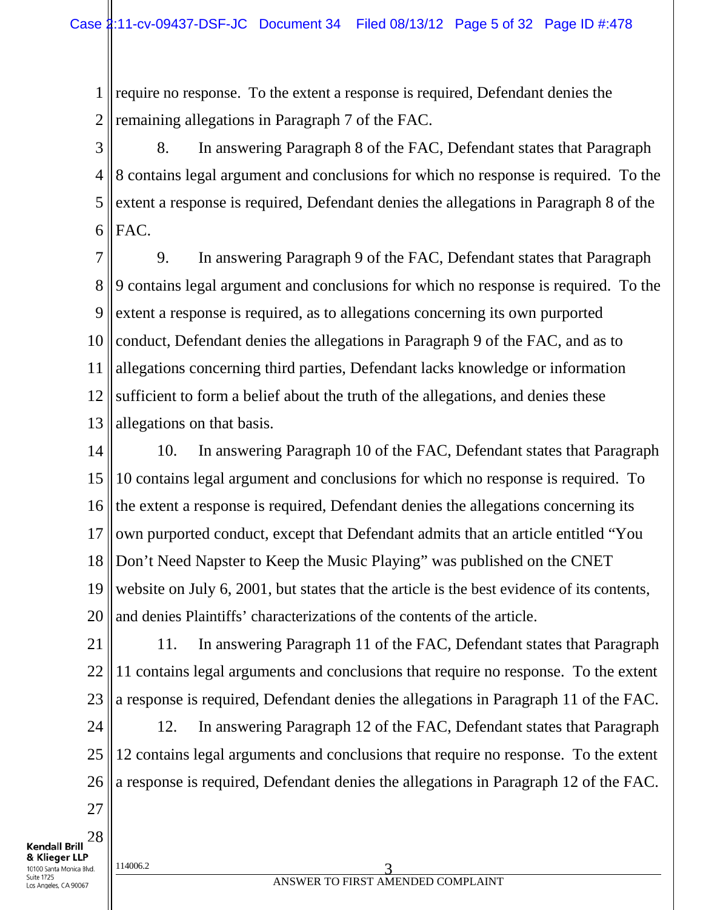require no response. To the extent a response is required, Defendant denies the remaining allegations in Paragraph 7 of the FAC.

8. In answering Paragraph 8 of the FAC, Defendant states that Paragraph 8 contains legal argument and conclusions for which no response is required. To the extent a response is required, Defendant denies the allegations in Paragraph 8 of the FAC.

9. In answering Paragraph 9 of the FAC, Defendant states that Paragraph 9 contains legal argument and conclusions for which no response is required. To the extent a response is required, as to allegations concerning its own purported conduct, Defendant denies the allegations in Paragraph 9 of the FAC, and as to allegations concerning third parties, Defendant lacks knowledge or information sufficient to form a belief about the truth of the allegations, and denies these allegations on that basis.

10. In answering Paragraph 10 of the FAC, Defendant states that Paragraph 10 contains legal argument and conclusions for which no response is required. To the extent a response is required, Defendant denies the allegations concerning its own purported conduct, except that Defendant admits that an article entitled "You Don't Need Napster to Keep the Music Playing" was published on the CNET website on July 6, 2001, but states that the article is the best evidence of its contents, and denies Plaintiffs' characterizations of the contents of the article.

11. In answering Paragraph 11 of the FAC, Defendant states that Paragraph 11 contains legal arguments and conclusions that require no response. To the extent a response is required, Defendant denies the allegations in Paragraph 11 of the FAC.

12. In answering Paragraph 12 of the FAC, Defendant states that Paragraph 12 contains legal arguments and conclusions that require no response. To the extent a response is required, Defendant denies the allegations in Paragraph 12 of the FAC.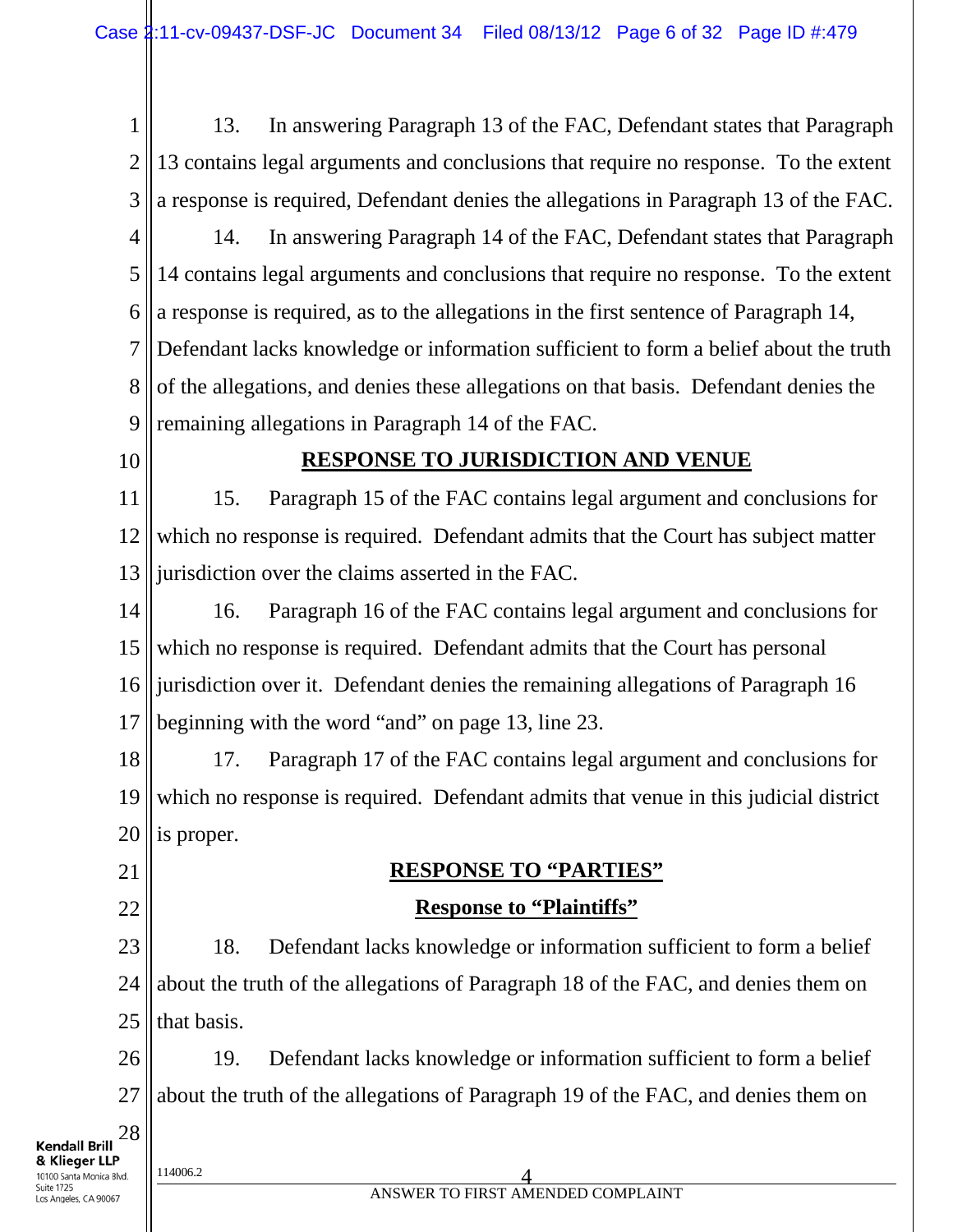13. In answering Paragraph 13 of the FAC, Defendant states that Paragraph 13 contains legal arguments and conclusions that require no response. To the extent a response is required, Defendant denies the allegations in Paragraph 13 of the FAC.

14. In answering Paragraph 14 of the FAC, Defendant states that Paragraph 14 contains legal arguments and conclusions that require no response. To the extent a response is required, as to the allegations in the first sentence of Paragraph 14, Defendant lacks knowledge or information sufficient to form a belief about the truth of the allegations, and denies these allegations on that basis. Defendant denies the remaining allegations in Paragraph 14 of the FAC.

## RESPONSE TO JURISDICTION AND VENUE

15. Paragraph 15 of the FAC contains legal argument and conclusions for which no response is required. Defendant admits that the Court has subject matter jurisdiction over the claims asserted in the FAC.

16. Paragraph 16 of the FAC contains legal argument and conclusions for which no response is required. Defendant admits that the Court has personal jurisdiction over it. Defendant denies the remaining allegations of Paragraph 16 beginning with the word "and" on page 13, line 23.

17. Paragraph 17 of the FAC contains legal argument and conclusions for which no response is required. Defendant admits that venue in this judicial district is proper.

## RESPONSE TO "PARTIES"

### Response to "Plaintiffs"

18. Defendant lacks knowledge or information sufficient to form a belief about the truth of the allegations of Paragraph 18 of the FAC, and denies them on that basis.

19. Defendant lacks knowledge or information sufficient to form a belief about the truth of the allegations of Paragraph 19 of the FAC, and denies them on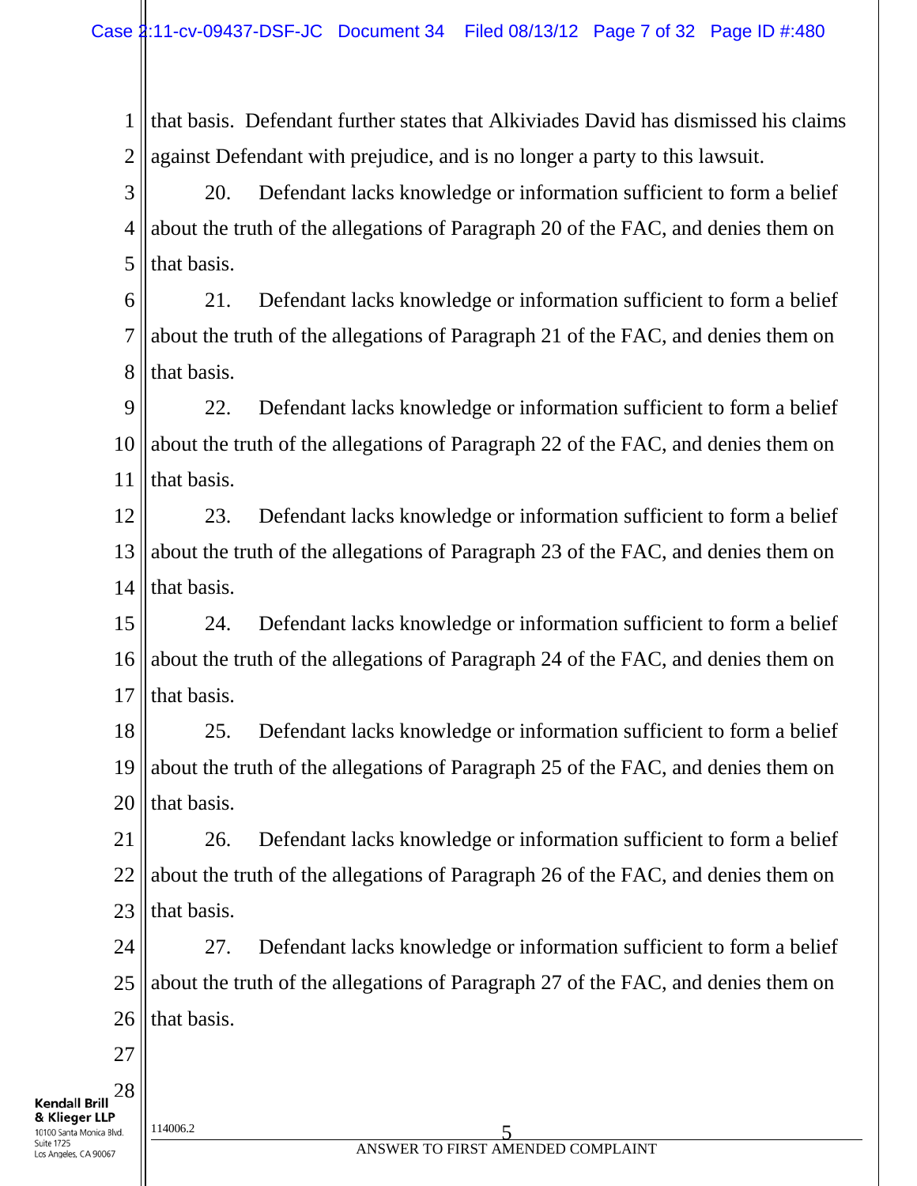that basis. Defendant further states that Alkiviades David has dismissed his claims against Defendant with prejudice, and is no longer a party to this lawsuit.

20. Defendant lacks knowledge or information sufficient to form a belief about the truth of the allegations of Paragraph 20 of the FAC, and denies them on that basis.

21. Defendant lacks knowledge or information sufficient to form a belief about the truth of the allegations of Paragraph 21 of the FAC, and denies them on that basis.

22. Defendant lacks knowledge or information sufficient to form a belief about the truth of the allegations of Paragraph 22 of the FAC, and denies them on that basis.

23. Defendant lacks knowledge or information sufficient to form a belief about the truth of the allegations of Paragraph 23 of the FAC, and denies them on that basis.

24. Defendant lacks knowledge or information sufficient to form a belief about the truth of the allegations of Paragraph 24 of the FAC, and denies them on that basis.

25. Defendant lacks knowledge or information sufficient to form a belief about the truth of the allegations of Paragraph 25 of the FAC, and denies them on that basis.

26. Defendant lacks knowledge or information sufficient to form a belief about the truth of the allegations of Paragraph 26 of the FAC, and denies them on that basis.

27. Defendant lacks knowledge or information sufficient to form a belief about the truth of the allegations of Paragraph 27 of the FAC, and denies them on that basis.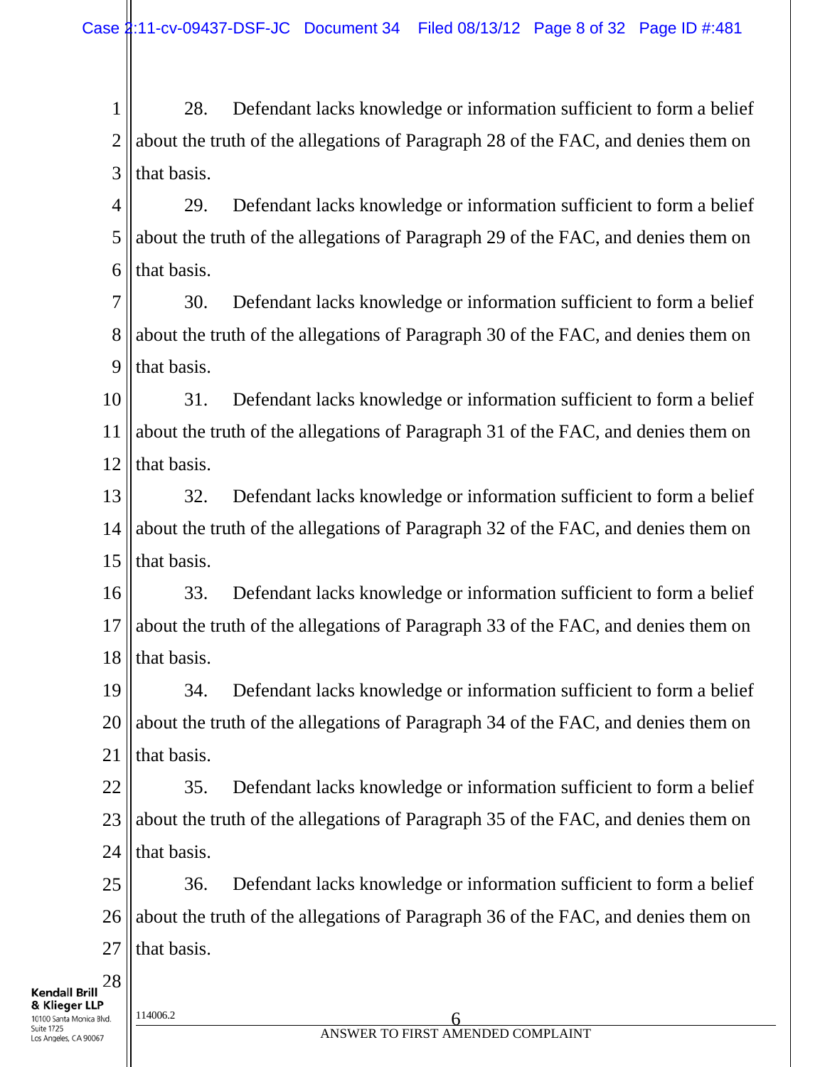28. Defendant lacks knowledge or information sufficient to form a belief about the truth of the allegations of Paragraph 28 of the FAC, and denies them on that basis.

29. Defendant lacks knowledge or information sufficient to form a belief about the truth of the allegations of Paragraph 29 of the FAC, and denies them on that basis.

30. Defendant lacks knowledge or information sufficient to form a belief about the truth of the allegations of Paragraph 30 of the FAC, and denies them on that basis.

31. Defendant lacks knowledge or information sufficient to form a belief about the truth of the allegations of Paragraph 31 of the FAC, and denies them on that basis.

32. Defendant lacks knowledge or information sufficient to form a belief about the truth of the allegations of Paragraph 32 of the FAC, and denies them on that basis.

33. Defendant lacks knowledge or information sufficient to form a belief about the truth of the allegations of Paragraph 33 of the FAC, and denies them on that basis.

34. Defendant lacks knowledge or information sufficient to form a belief about the truth of the allegations of Paragraph 34 of the FAC, and denies them on that basis.

35. Defendant lacks knowledge or information sufficient to form a belief about the truth of the allegations of Paragraph 35 of the FAC, and denies them on that basis.

36. Defendant lacks knowledge or information sufficient to form a belief about the truth of the allegations of Paragraph 36 of the FAC, and denies them on that basis.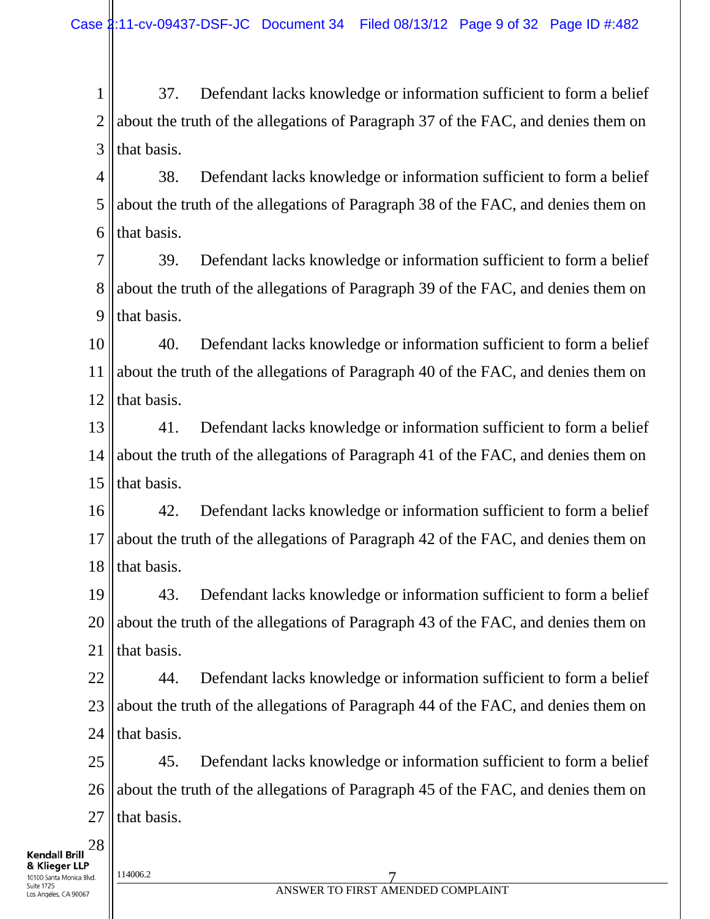37. Defendant lacks knowledge or information sufficient to form a belief about the truth of the allegations of Paragraph 37 of the FAC, and denies them on that basis.

38. Defendant lacks knowledge or information sufficient to form a belief about the truth of the allegations of Paragraph 38 of the FAC, and denies them on that basis.

39. Defendant lacks knowledge or information sufficient to form a belief about the truth of the allegations of Paragraph 39 of the FAC, and denies them on that basis.

40. Defendant lacks knowledge or information sufficient to form a belief about the truth of the allegations of Paragraph 40 of the FAC, and denies them on that basis.

41. Defendant lacks knowledge or information sufficient to form a belief about the truth of the allegations of Paragraph 41 of the FAC, and denies them on that basis.

42. Defendant lacks knowledge or information sufficient to form a belief about the truth of the allegations of Paragraph 42 of the FAC, and denies them on that basis.

43. Defendant lacks knowledge or information sufficient to form a belief about the truth of the allegations of Paragraph 43 of the FAC, and denies them on that basis.

44. Defendant lacks knowledge or information sufficient to form a belief about the truth of the allegations of Paragraph 44 of the FAC, and denies them on that basis.

45. Defendant lacks knowledge or information sufficient to form a belief about the truth of the allegations of Paragraph 45 of the FAC, and denies them on that basis.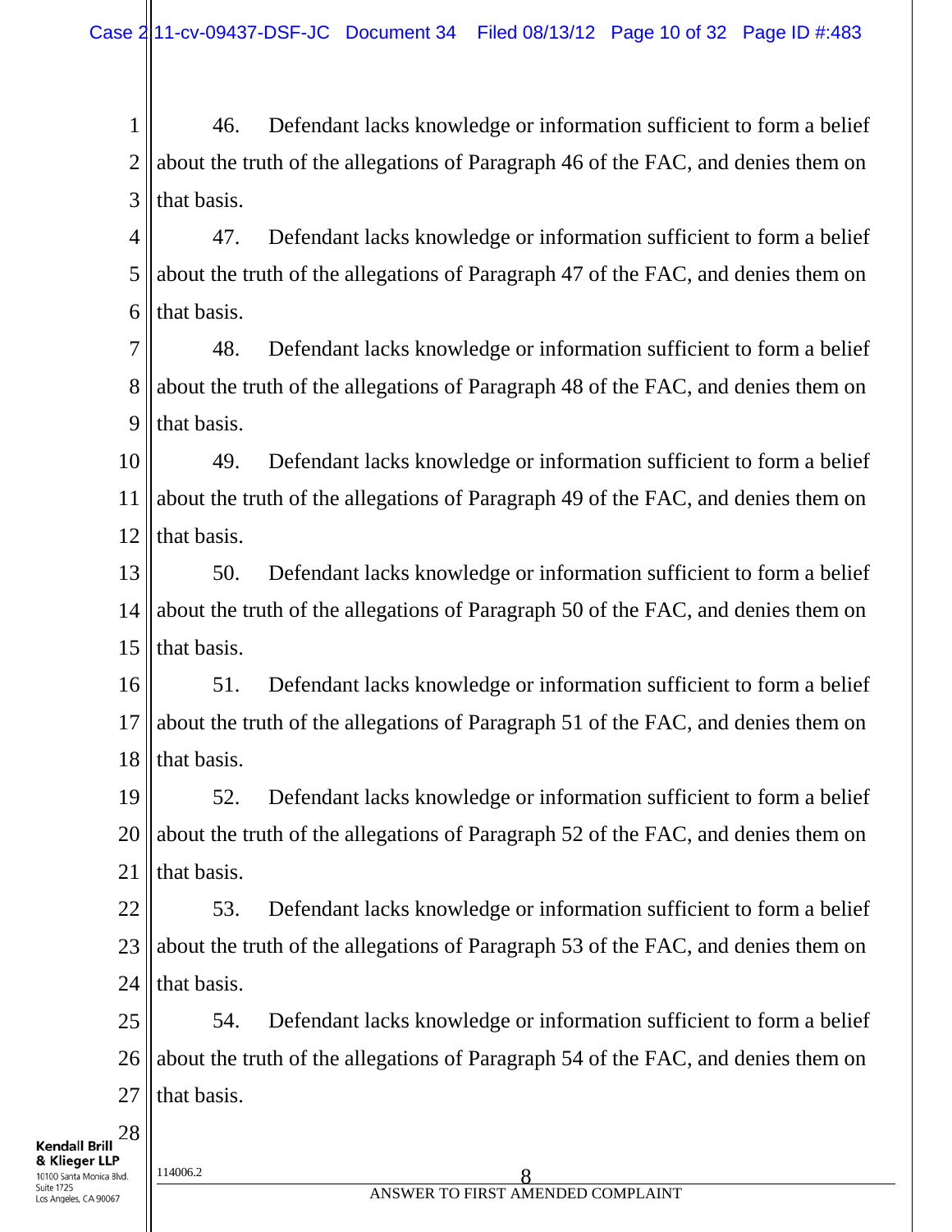46. Defendant lacks knowledge or information sufficient to form a belief about the truth of the allegations of Paragraph 46 of the FAC, and denies them on that basis.

47. Defendant lacks knowledge or information sufficient to form a belief about the truth of the allegations of Paragraph 47 of the FAC, and denies them on that basis.

48. Defendant lacks knowledge or information sufficient to form a belief about the truth of the allegations of Paragraph 48 of the FAC, and denies them on that basis.

49. Defendant lacks knowledge or information sufficient to form a belief about the truth of the allegations of Paragraph 49 of the FAC, and denies them on that basis.

50. Defendant lacks knowledge or information sufficient to form a belief about the truth of the allegations of Paragraph 50 of the FAC, and denies them on that basis.

51. Defendant lacks knowledge or information sufficient to form a belief about the truth of the allegations of Paragraph 51 of the FAC, and denies them on that basis.

52. Defendant lacks knowledge or information sufficient to form a belief about the truth of the allegations of Paragraph 52 of the FAC, and denies them on that basis.

53. Defendant lacks knowledge or information sufficient to form a belief about the truth of the allegations of Paragraph 53 of the FAC, and denies them on that basis.

54. Defendant lacks knowledge or information sufficient to form a belief about the truth of the allegations of Paragraph 54 of the FAC, and denies them on that basis.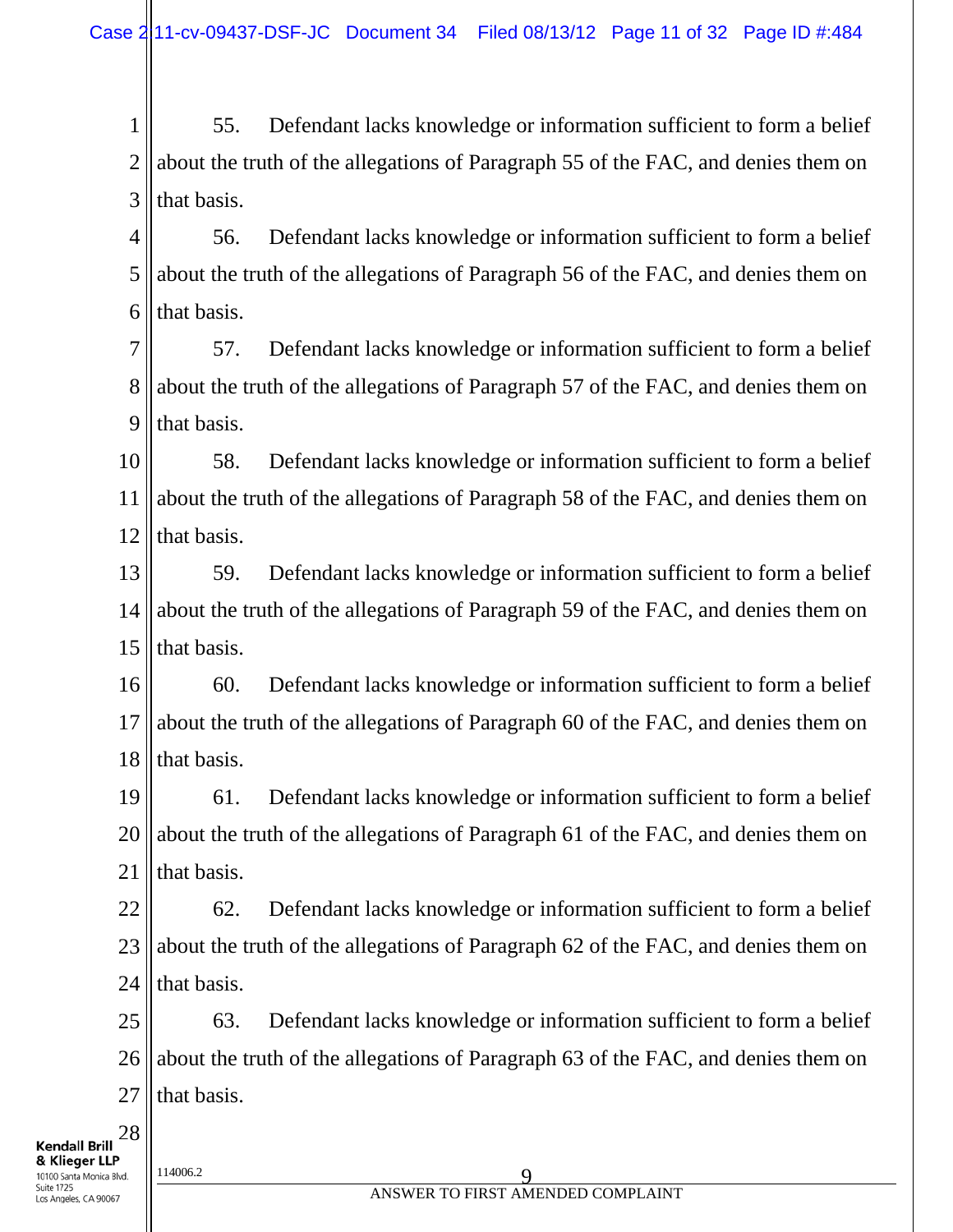55. Defendant lacks knowledge or information sufficient to form a belief about the truth of the allegations of Paragraph 55 of the FAC, and denies them on that basis.

56. Defendant lacks knowledge or information sufficient to form a belief about the truth of the allegations of Paragraph 56 of the FAC, and denies them on that basis.

57. Defendant lacks knowledge or information sufficient to form a belief about the truth of the allegations of Paragraph 57 of the FAC, and denies them on that basis.

58. Defendant lacks knowledge or information sufficient to form a belief about the truth of the allegations of Paragraph 58 of the FAC, and denies them on that basis.

59. Defendant lacks knowledge or information sufficient to form a belief about the truth of the allegations of Paragraph 59 of the FAC, and denies them on that basis.

60. Defendant lacks knowledge or information sufficient to form a belief about the truth of the allegations of Paragraph 60 of the FAC, and denies them on that basis.

61. Defendant lacks knowledge or information sufficient to form a belief about the truth of the allegations of Paragraph 61 of the FAC, and denies them on that basis.

62. Defendant lacks knowledge or information sufficient to form a belief about the truth of the allegations of Paragraph 62 of the FAC, and denies them on that basis.

63. Defendant lacks knowledge or information sufficient to form a belief about the truth of the allegations of Paragraph 63 of the FAC, and denies them on that basis.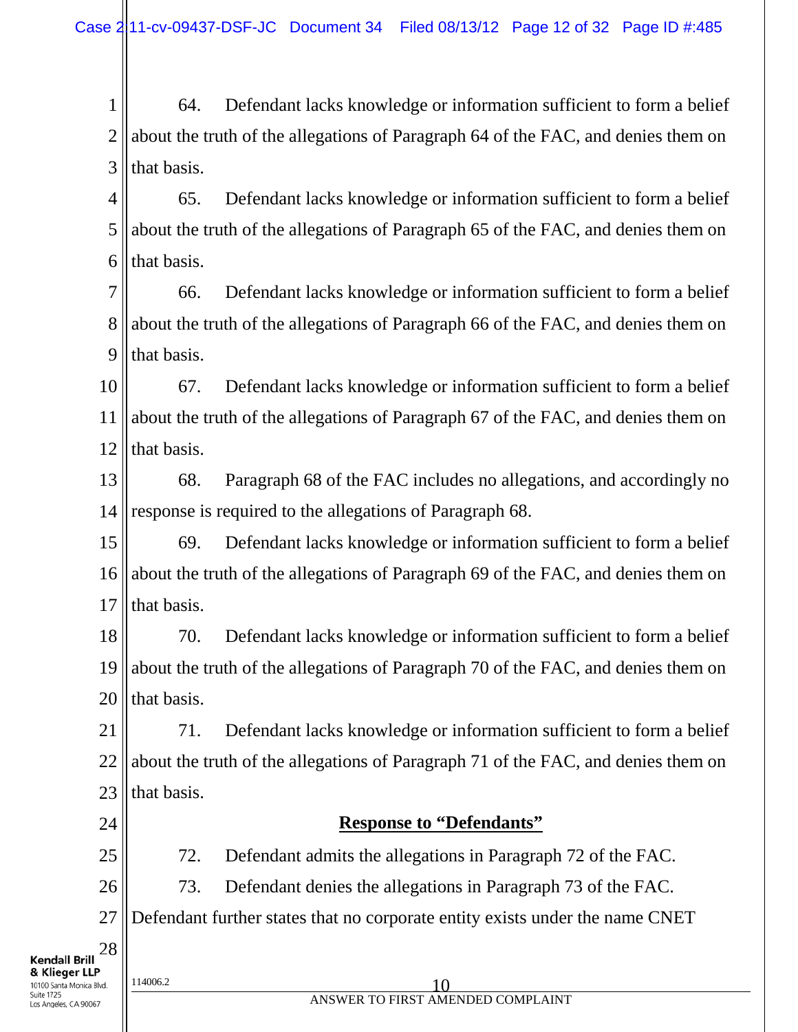64. Defendant lacks knowledge or information sufficient to form a belief about the truth of the allegations of Paragraph 64 of the FAC, and denies them on that basis.

65. Defendant lacks knowledge or information sufficient to form a belief about the truth of the allegations of Paragraph 65 of the FAC, and denies them on that basis.

66. Defendant lacks knowledge or information sufficient to form a belief about the truth of the allegations of Paragraph 66 of the FAC, and denies them on that basis.

67. Defendant lacks knowledge or information sufficient to form a belief about the truth of the allegations of Paragraph 67 of the FAC, and denies them on that basis.

68. Paragraph 68 of the FAC includes no allegations, and accordingly no response is required to the allegations of Paragraph 68.

69. Defendant lacks knowledge or information sufficient to form a belief about the truth of the allegations of Paragraph 69 of the FAC, and denies them on that basis.

70. Defendant lacks knowledge or information sufficient to form a belief about the truth of the allegations of Paragraph 70 of the FAC, and denies them on that basis.

71. Defendant lacks knowledge or information sufficient to form a belief about the truth of the allegations of Paragraph 71 of the FAC, and denies them on that basis.

**Response to "Defendants"**

72. Defendant admits the allegations in Paragraph 72 of the FAC.

73. Defendant denies the allegations in Paragraph 73 of the FAC. Defendant further states that no corporate entity exists under the name CNET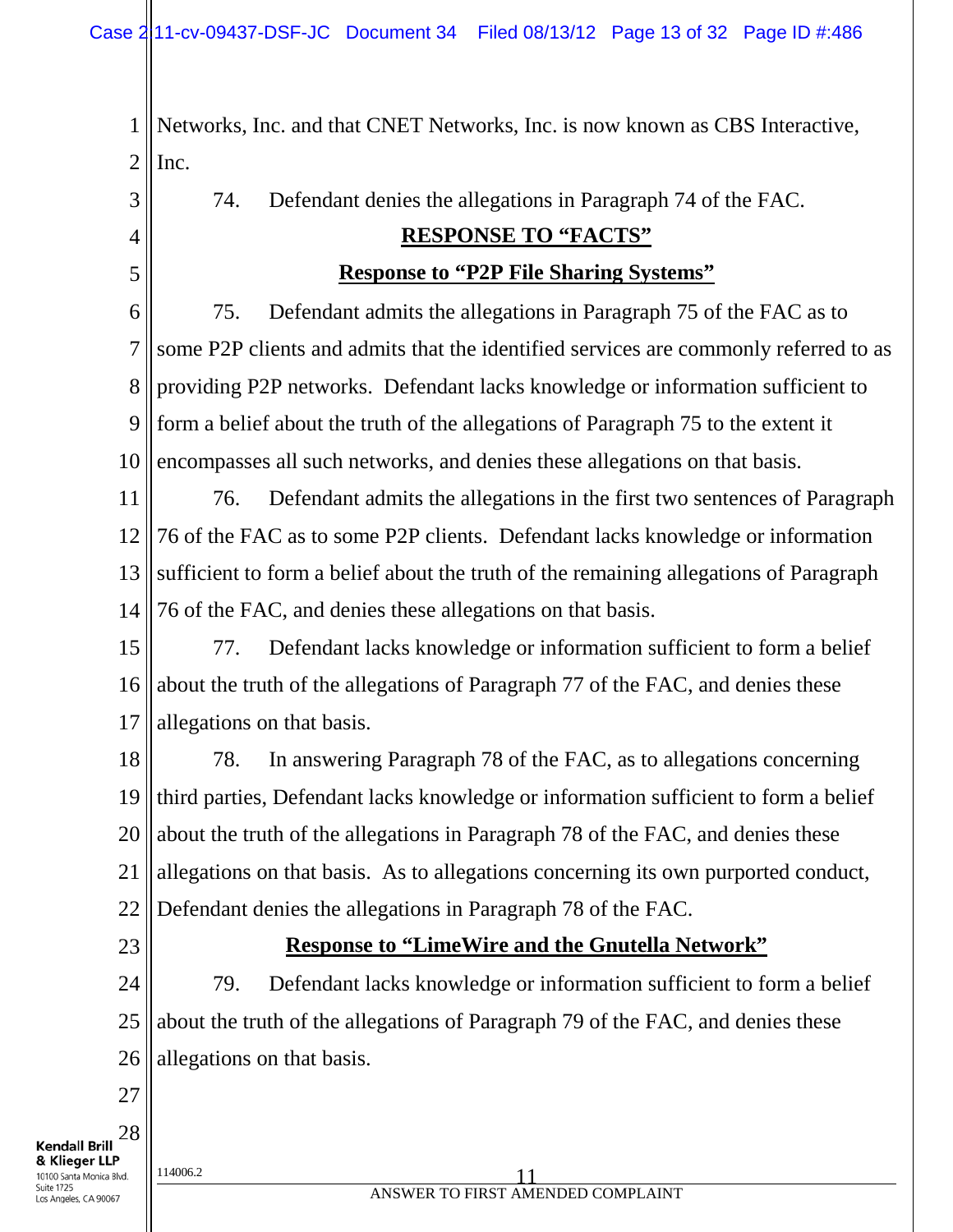Networks, Inc. and that CNET Networks, Inc. is now known as CBS Interactive, Inc.

74. Defendant denies the allegations in Paragraph 74 of the FAC.

## RESPONSE TO "FACTS"

### Response to "P2P File Sharing Systems"

75. Defendant admits the allegations in Paragraph 75 of the FAC as to some P2P clients and admits that the identified services are commonly referred to as providing P2P networks. Defendant lacks knowledge or information sufficient to form a belief about the truth of the allegations of Paragraph 75 to the extent it encompasses all such networks, and denies these allegations on that basis.

76. Defendant admits the allegations in the first two sentences of Paragraph 76 of the FAC as to some P2P clients. Defendant lacks knowledge or information sufficient to form a belief about the truth of the remaining allegations of Paragraph 76 of the FAC, and denies these allegations on that basis.

77. Defendant lacks knowledge or information sufficient to form a belief about the truth of the allegations of Paragraph 77 of the FAC, and denies these allegations on that basis.

78. In answering Paragraph 78 of the FAC, as to allegations concerning third parties, Defendant lacks knowledge or information sufficient to form a belief about the truth of the allegations in Paragraph 78 of the FAC, and denies these allegations on that basis. As to allegations concerning its own purported conduct, Defendant denies the allegations in Paragraph 78 of the FAC.

### Response to "LimeWire and the Gnutella Network"

79. Defendant lacks knowledge or information sufficient to form a belief about the truth of the allegations of Paragraph 79 of the FAC, and denies these allegations on that basis.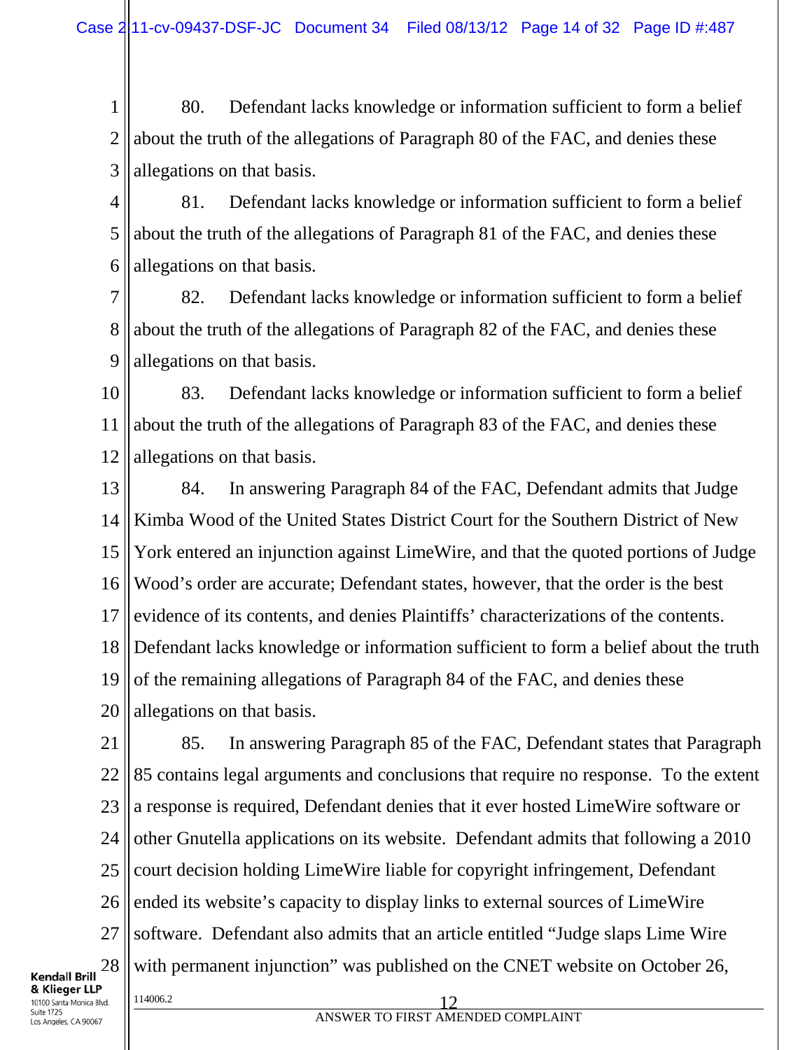80. Defendant lacks knowledge or information sufficient to form a belief about the truth of the allegations of Paragraph 80 of the FAC, and denies these allegations on that basis.

81. Defendant lacks knowledge or information sufficient to form a belief about the truth of the allegations of Paragraph 81 of the FAC, and denies these allegations on that basis.

82. Defendant lacks knowledge or information sufficient to form a belief about the truth of the allegations of Paragraph 82 of the FAC, and denies these allegations on that basis.

83. Defendant lacks knowledge or information sufficient to form a belief about the truth of the allegations of Paragraph 83 of the FAC, and denies these allegations on that basis.

84. In answering Paragraph 84 of the FAC, Defendant admits that Judge Kimba Wood of the United States District Court for the Southern District of New York entered an injunction against LimeWire, and that the quoted portions of Judge Wood's order are accurate; Defendant states, however, that the order is the best evidence of its contents, and denies Plaintiffs' characterizations of the contents. Defendant lacks knowledge or information sufficient to form a belief about the truth of the remaining allegations of Paragraph 84 of the FAC, and denies these allegations on that basis.

85. In answering Paragraph 85 of the FAC, Defendant states that Paragraph 85 contains legal arguments and conclusions that require no response. To the extent a response is required, Defendant denies that it ever hosted LimeWire software or other Gnutella applications on its website. Defendant admits that following a 2010 court decision holding LimeWire liable for copyright infringement, Defendant ended its website's capacity to display links to external sources of LimeWire software. Defendant also admits that an article entitled "Judge slaps Lime Wire with permanent injunction" was published on the CNET website on October 26,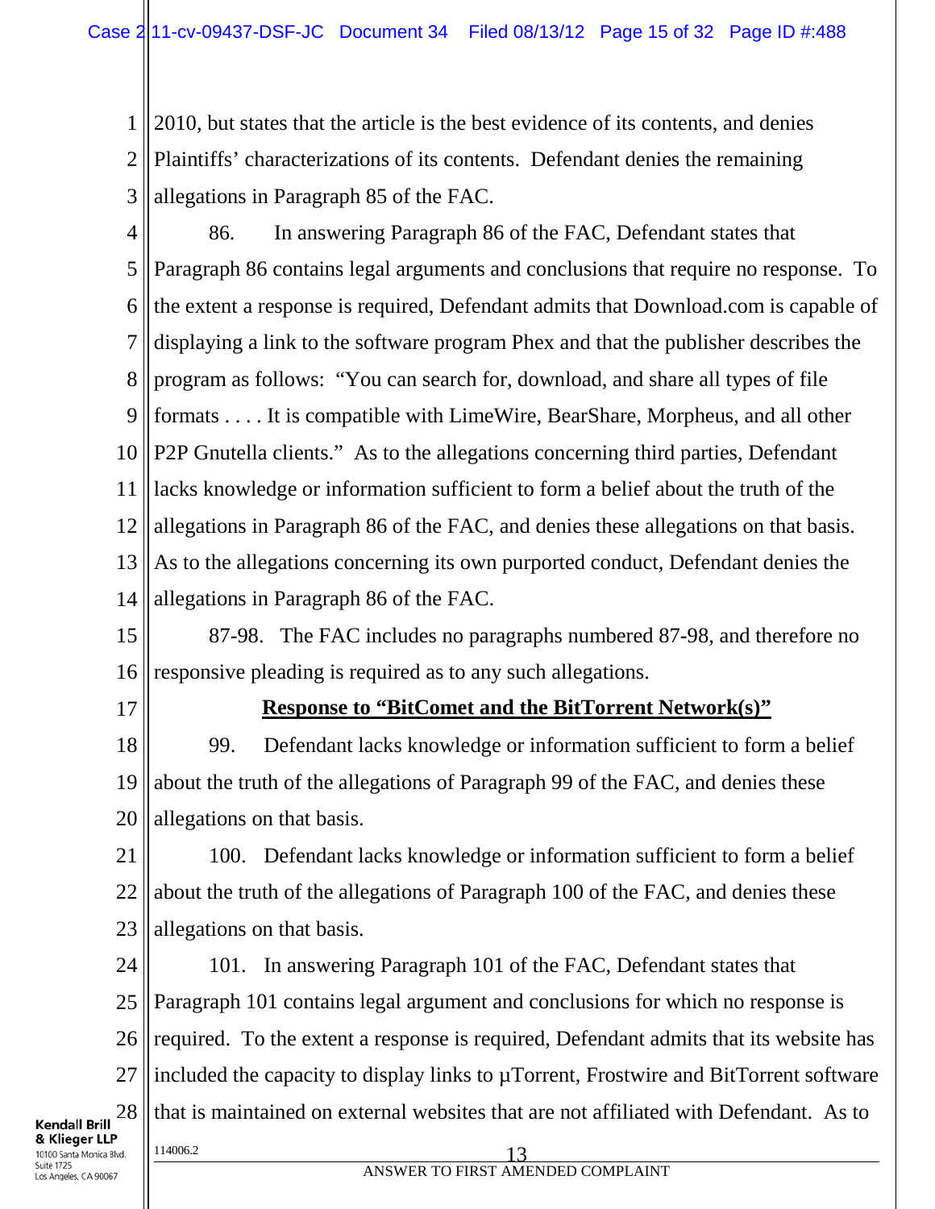2010, but states that the article is the best evidence of its contents, and denies Plaintiffs' characterizations of its contents. Defendant denies the remaining allegations in Paragraph 85 of the FAC.

86. In answering Paragraph 86 of the FAC, Defendant states that Paragraph 86 contains legal arguments and conclusions that require no response. To the extent a response is required, Defendant admits that Download.com is capable of displaying a link to the software program Phex and that the publisher describes the program as follows: "You can search for, download, and share all types of file formats . . . . It is compatible with LimeWire, BearShare, Morpheus, and all other P2P Gnutella clients." As to the allegations concerning third parties, Defendant lacks knowledge or information sufficient to form a belief about the truth of the allegations in Paragraph 86 of the FAC, and denies these allegations on that basis. As to the allegations concerning its own purported conduct, Defendant denies the allegations in Paragraph 86 of the FAC.

87-98. The FAC includes no paragraphs numbered 87-98, and therefore no responsive pleading is required as to any such allegations.

**Response to "BitComet and the BitTorrent Network(s)"**

99. Defendant lacks knowledge or information sufficient to form a belief about the truth of the allegations of Paragraph 99 of the FAC, and denies these allegations on that basis.

100. Defendant lacks knowledge or information sufficient to form a belief about the truth of the allegations of Paragraph 100 of the FAC, and denies these allegations on that basis.

101. In answering Paragraph 101 of the FAC, Defendant states that Paragraph 101 contains legal argument and conclusions for which no response is required. To the extent a response is required, Defendant admits that its website has included the capacity to display links to µTorrent, Frostwire and BitTorrent software that is maintained on external websites that are not affiliated with Defendant. As to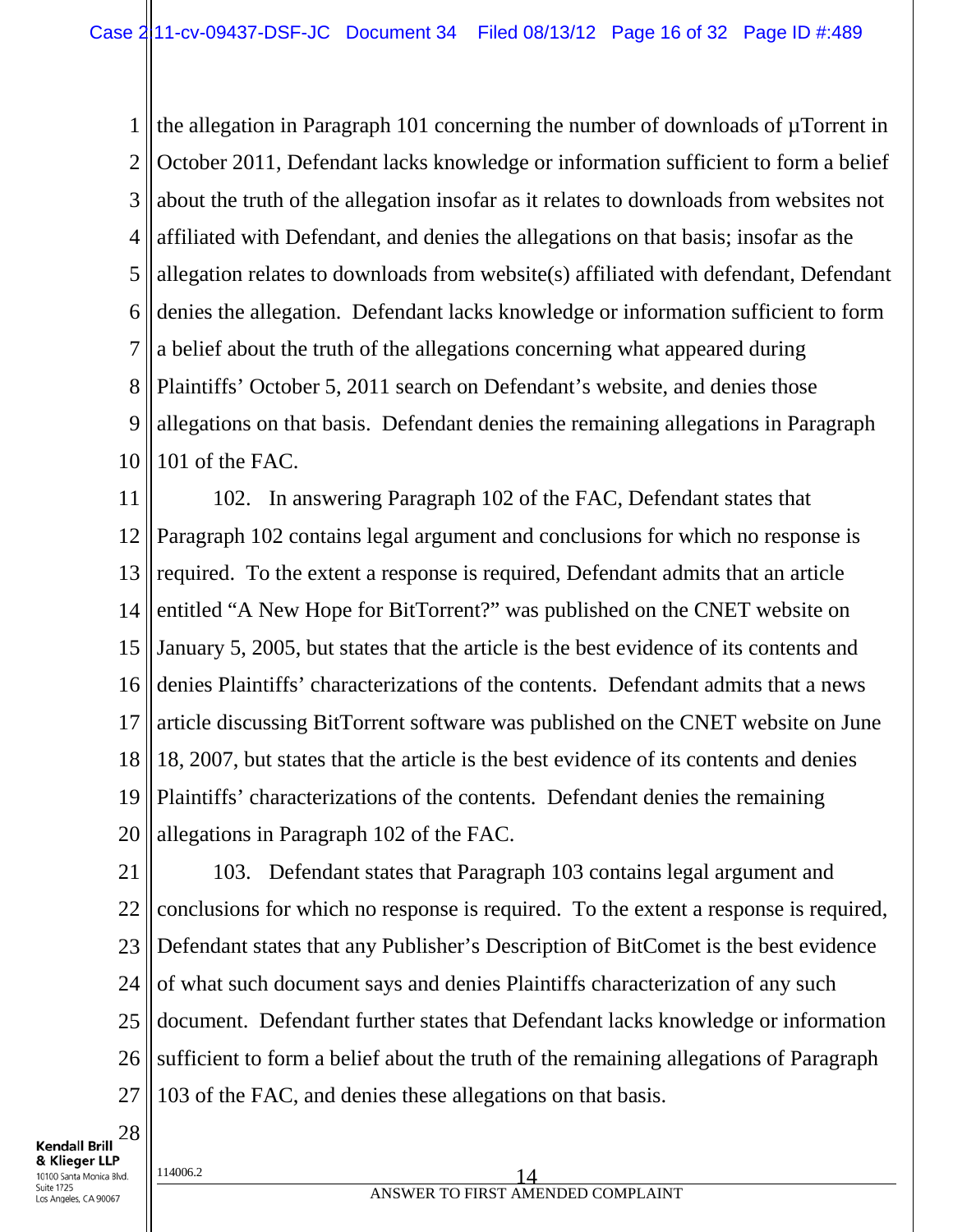the allegation in Paragraph 101 concerning the number of downloads of µTorrent in October 2011, Defendant lacks knowledge or information sufficient to form a belief about the truth of the allegation insofar as it relates to downloads from websites not affiliated with Defendant, and denies the allegations on that basis; insofar as the allegation relates to downloads from website(s) affiliated with defendant, Defendant denies the allegation. Defendant lacks knowledge or information sufficient to form a belief about the truth of the allegations concerning what appeared during Plaintiffs' October 5, 2011 search on Defendant's website, and denies those allegations on that basis. Defendant denies the remaining allegations in Paragraph 101 of the FAC.

102. In answering Paragraph 102 of the FAC, Defendant states that Paragraph 102 contains legal argument and conclusions for which no response is required. To the extent a response is required, Defendant admits that an article entitled "A New Hope for BitTorrent?" was published on the CNET website on January 5, 2005, but states that the article is the best evidence of its contents and denies Plaintiffs' characterizations of the contents. Defendant admits that a news article discussing BitTorrent software was published on the CNET website on June 18, 2007, but states that the article is the best evidence of its contents and denies Plaintiffs' characterizations of the contents. Defendant denies the remaining allegations in Paragraph 102 of the FAC.

103. Defendant states that Paragraph 103 contains legal argument and conclusions for which no response is required. To the extent a response is required, Defendant states that any Publisher's Description of BitComet is the best evidence of what such document says and denies Plaintiffs characterization of any such document. Defendant further states that Defendant lacks knowledge or information sufficient to form a belief about the truth of the remaining allegations of Paragraph 103 of the FAC, and denies these allegations on that basis.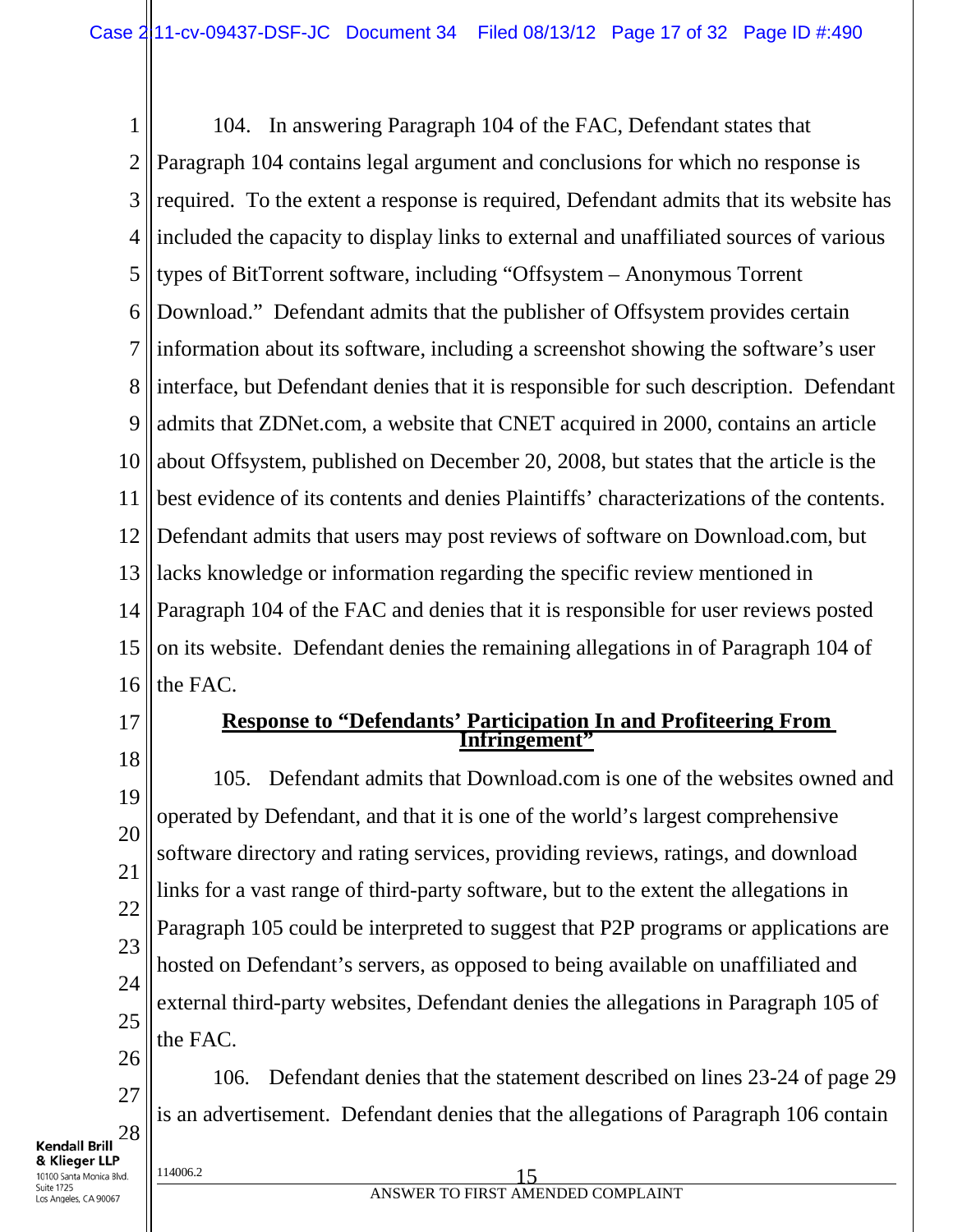104. In answering Paragraph 104 of the FAC, Defendant states that Paragraph 104 contains legal argument and conclusions for which no response is required. To the extent a response is required, Defendant admits that its website has included the capacity to display links to external and unaffiliated sources of various types of BitTorrent software, including "Offsystem – Anonymous Torrent Download." Defendant admits that the publisher of Offsystem provides certain information about its software, including a screenshot showing the software's user interface, but Defendant denies that it is responsible for such description. Defendant admits that ZDNet.com, a website that CNET acquired in 2000, contains an article about Offsystem, published on December 20, 2008, but states that the article is the best evidence of its contents and denies Plaintiffs' characterizations of the contents. Defendant admits that users may post reviews of software on Download.com, but lacks knowledge or information regarding the specific review mentioned in Paragraph 104 of the FAC and denies that it is responsible for user reviews posted on its website. Defendant denies the remaining allegations in of Paragraph 104 of the FAC.

**Response to "Defendants' Participation In and Profiteering From Infringement"**

105. Defendant admits that Download.com is one of the websites owned and operated by Defendant, and that it is one of the world's largest comprehensive software directory and rating services, providing reviews, ratings, and download links for a vast range of third-party software, but to the extent the allegations in Paragraph 105 could be interpreted to suggest that P2P programs or applications are hosted on Defendant's servers, as opposed to being available on unaffiliated and external third-party websites, Defendant denies the allegations in Paragraph 105 of the FAC.

106. Defendant denies that the statement described on lines 23-24 of page 29 is an advertisement. Defendant denies that the allegations of Paragraph 106 contain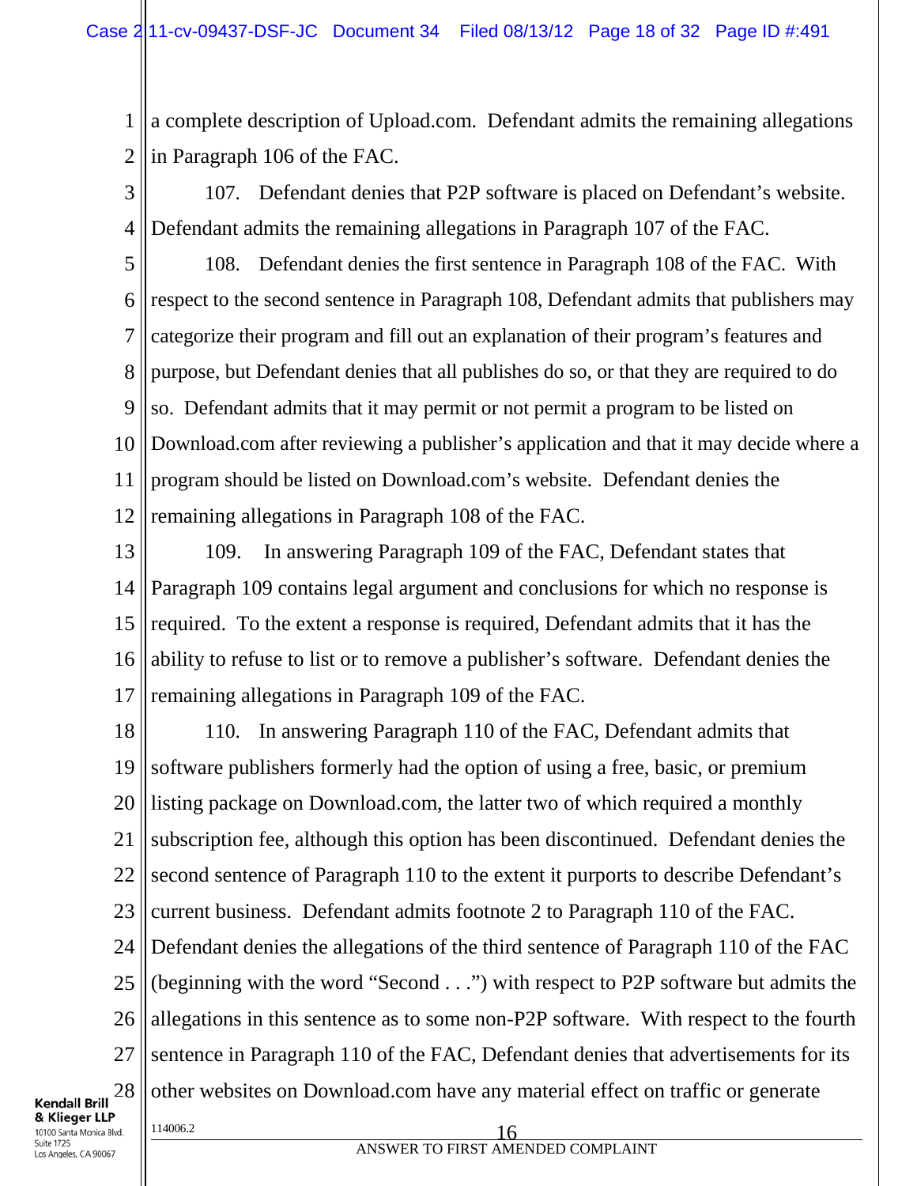a complete description of Upload.com. Defendant admits the remaining allegations in Paragraph 106 of the FAC.

107. Defendant denies that P2P software is placed on Defendant's website. Defendant admits the remaining allegations in Paragraph 107 of the FAC.

108. Defendant denies the first sentence in Paragraph 108 of the FAC. With respect to the second sentence in Paragraph 108, Defendant admits that publishers may categorize their program and fill out an explanation of their program's features and purpose, but Defendant denies that all publishes do so, or that they are required to do so. Defendant admits that it may permit or not permit a program to be listed on Download.com after reviewing a publisher's application and that it may decide where a program should be listed on Download.com's website. Defendant denies the remaining allegations in Paragraph 108 of the FAC.

109. In answering Paragraph 109 of the FAC, Defendant states that Paragraph 109 contains legal argument and conclusions for which no response is required. To the extent a response is required, Defendant admits that it has the ability to refuse to list or to remove a publisher's software. Defendant denies the remaining allegations in Paragraph 109 of the FAC.

110. In answering Paragraph 110 of the FAC, Defendant admits that software publishers formerly had the option of using a free, basic, or premium listing package on Download.com, the latter two of which required a monthly subscription fee, although this option has been discontinued. Defendant denies the second sentence of Paragraph 110 to the extent it purports to describe Defendant's current business. Defendant admits footnote 2 to Paragraph 110 of the FAC. Defendant denies the allegations of the third sentence of Paragraph 110 of the FAC (beginning with the word "Second . . .") with respect to P2P software but admits the allegations in this sentence as to some non-P2P software. With respect to the fourth sentence in Paragraph 110 of the FAC, Defendant denies that advertisements for its other websites on Download.com have any material effect on traffic or generate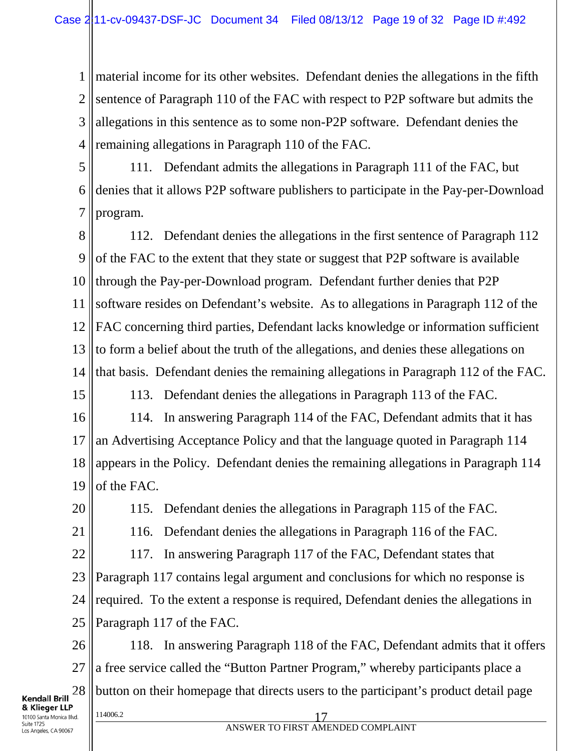material income for its other websites. Defendant denies the allegations in the fifth sentence of Paragraph 110 of the FAC with respect to P2P software but admits the allegations in this sentence as to some non-P2P software. Defendant denies the remaining allegations in Paragraph 110 of the FAC.

111. Defendant admits the allegations in Paragraph 111 of the FAC, but denies that it allows P2P software publishers to participate in the Pay-per-Download program.

112. Defendant denies the allegations in the first sentence of Paragraph 112 of the FAC to the extent that they state or suggest that P2P software is available through the Pay-per-Download program. Defendant further denies that P2P software resides on Defendant's website. As to allegations in Paragraph 112 of the FAC concerning third parties, Defendant lacks knowledge or information sufficient to form a belief about the truth of the allegations, and denies these allegations on that basis. Defendant denies the remaining allegations in Paragraph 112 of the FAC.

113. Defendant denies the allegations in Paragraph 113 of the FAC.

114. In answering Paragraph 114 of the FAC, Defendant admits that it has an Advertising Acceptance Policy and that the language quoted in Paragraph 114 appears in the Policy. Defendant denies the remaining allegations in Paragraph 114 of the FAC.

115. Defendant denies the allegations in Paragraph 115 of the FAC.

116. Defendant denies the allegations in Paragraph 116 of the FAC.

117. In answering Paragraph 117 of the FAC, Defendant states that Paragraph 117 contains legal argument and conclusions for which no response is required. To the extent a response is required, Defendant denies the allegations in Paragraph 117 of the FAC.

118. In answering Paragraph 118 of the FAC, Defendant admits that it offers a free service called the "Button Partner Program," whereby participants place a button on their homepage that directs users to the participant's product detail page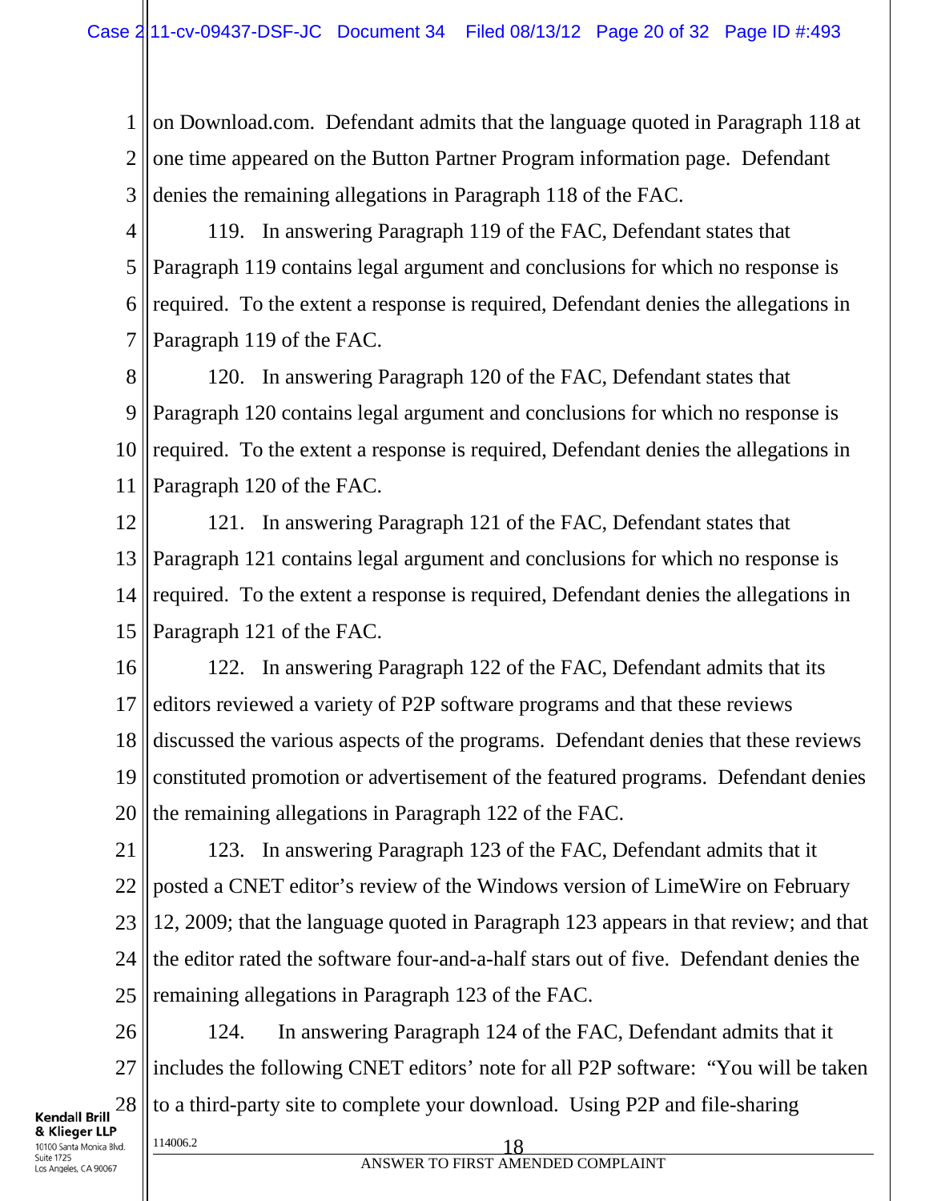on Download.com. Defendant admits that the language quoted in Paragraph 118 at one time appeared on the Button Partner Program information page. Defendant denies the remaining allegations in Paragraph 118 of the FAC.

119. In answering Paragraph 119 of the FAC, Defendant states that Paragraph 119 contains legal argument and conclusions for which no response is required. To the extent a response is required, Defendant denies the allegations in Paragraph 119 of the FAC.

120. In answering Paragraph 120 of the FAC, Defendant states that Paragraph 120 contains legal argument and conclusions for which no response is required. To the extent a response is required, Defendant denies the allegations in Paragraph 120 of the FAC.

121. In answering Paragraph 121 of the FAC, Defendant states that Paragraph 121 contains legal argument and conclusions for which no response is required. To the extent a response is required, Defendant denies the allegations in Paragraph 121 of the FAC.

122. In answering Paragraph 122 of the FAC, Defendant admits that its editors reviewed a variety of P2P software programs and that these reviews discussed the various aspects of the programs. Defendant denies that these reviews constituted promotion or advertisement of the featured programs. Defendant denies the remaining allegations in Paragraph 122 of the FAC.

123. In answering Paragraph 123 of the FAC, Defendant admits that it posted a CNET editor's review of the Windows version of LimeWire on February 12, 2009; that the language quoted in Paragraph 123 appears in that review; and that the editor rated the software four-and-a-half stars out of five. Defendant denies the remaining allegations in Paragraph 123 of the FAC.

124. In answering Paragraph 124 of the FAC, Defendant admits that it includes the following CNET editors' note for all P2P software: "You will be taken to a third-party site to complete your download. Using P2P and file-sharing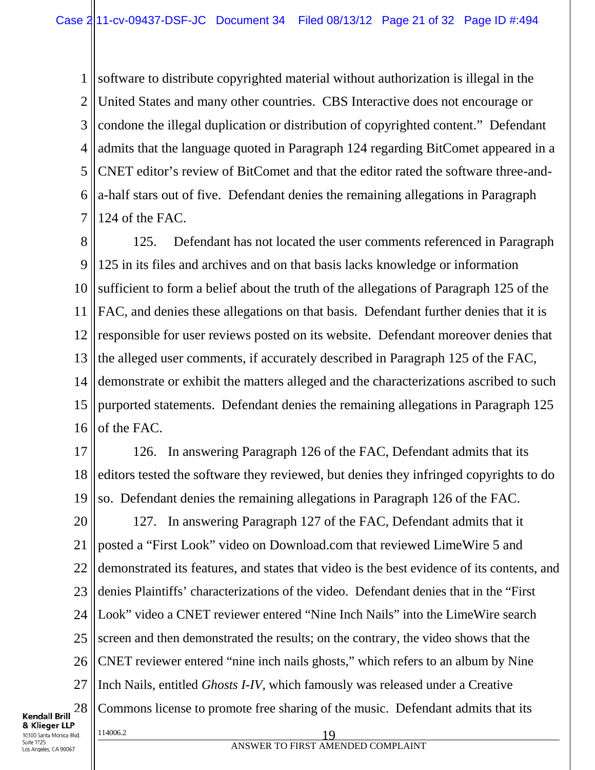software to distribute copyrighted material without authorization is illegal in the United States and many other countries. CBS Interactive does not encourage or condone the illegal duplication or distribution of copyrighted content." Defendant admits that the language quoted in Paragraph 124 regarding BitComet appeared in a CNET editor's review of BitComet and that the editor rated the software three-and-a-half stars out of five. Defendant denies the remaining allegations in Paragraph 124 of the FAC.

125. Defendant has not located the user comments referenced in Paragraph 125 in its files and archives and on that basis lacks knowledge or information sufficient to form a belief about the truth of the allegations of Paragraph 125 of the FAC, and denies these allegations on that basis. Defendant further denies that it is responsible for user reviews posted on its website. Defendant moreover denies that the alleged user comments, if accurately described in Paragraph 125 of the FAC, demonstrate or exhibit the matters alleged and the characterizations ascribed to such purported statements. Defendant denies the remaining allegations in Paragraph 125 of the FAC.

126. In answering Paragraph 126 of the FAC, Defendant admits that its editors tested the software they reviewed, but denies they infringed copyrights to do so. Defendant denies the remaining allegations in Paragraph 126 of the FAC.

127. In answering Paragraph 127 of the FAC, Defendant admits that it posted a "First Look" video on Download.com that reviewed LimeWire 5 and demonstrated its features, and states that video is the best evidence of its contents, and denies Plaintiffs' characterizations of the video. Defendant denies that in the "First Look" video a CNET reviewer entered "Nine Inch Nails" into the LimeWire search screen and then demonstrated the results; on the contrary, the video shows that the CNET reviewer entered "nine inch nails ghosts," which refers to an album by Nine Inch Nails, entitled *Ghosts I-IV*, which famously was released under a Creative Commons license to promote free sharing of the music. Defendant admits that its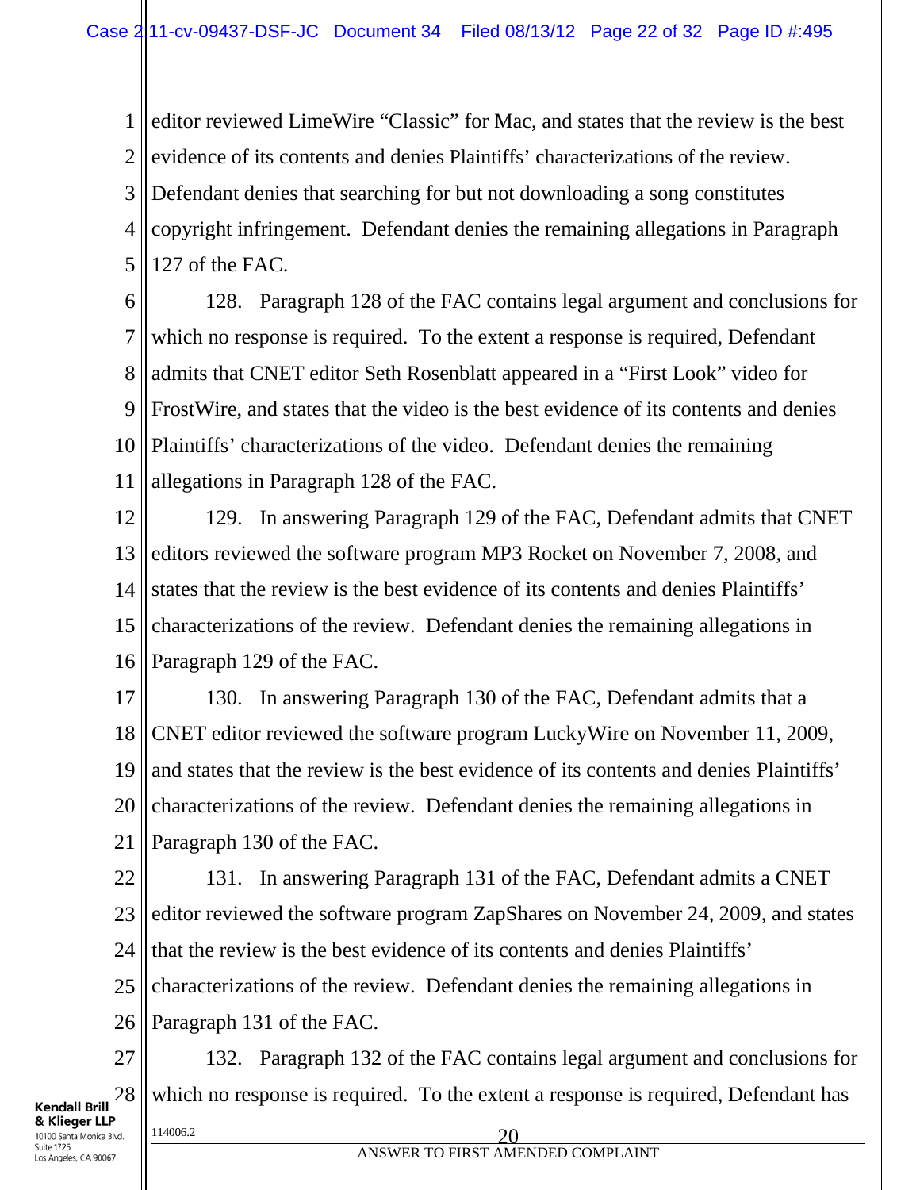editor reviewed LimeWire "Classic" for Mac, and states that the review is the best evidence of its contents and denies Plaintiffs' characterizations of the review. Defendant denies that searching for but not downloading a song constitutes copyright infringement. Defendant denies the remaining allegations in Paragraph 127 of the FAC.

128. Paragraph 128 of the FAC contains legal argument and conclusions for which no response is required. To the extent a response is required, Defendant admits that CNET editor Seth Rosenblatt appeared in a "First Look" video for FrostWire, and states that the video is the best evidence of its contents and denies Plaintiffs' characterizations of the video. Defendant denies the remaining allegations in Paragraph 128 of the FAC.

129. In answering Paragraph 129 of the FAC, Defendant admits that CNET editors reviewed the software program MP3 Rocket on November 7, 2008, and states that the review is the best evidence of its contents and denies Plaintiffs' characterizations of the review. Defendant denies the remaining allegations in Paragraph 129 of the FAC.

130. In answering Paragraph 130 of the FAC, Defendant admits that a CNET editor reviewed the software program LuckyWire on November 11, 2009, and states that the review is the best evidence of its contents and denies Plaintiffs' characterizations of the review. Defendant denies the remaining allegations in Paragraph 130 of the FAC.

131. In answering Paragraph 131 of the FAC, Defendant admits a CNET editor reviewed the software program ZapShares on November 24, 2009, and states that the review is the best evidence of its contents and denies Plaintiffs' characterizations of the review. Defendant denies the remaining allegations in Paragraph 131 of the FAC.

132. Paragraph 132 of the FAC contains legal argument and conclusions for which no response is required. To the extent a response is required, Defendant has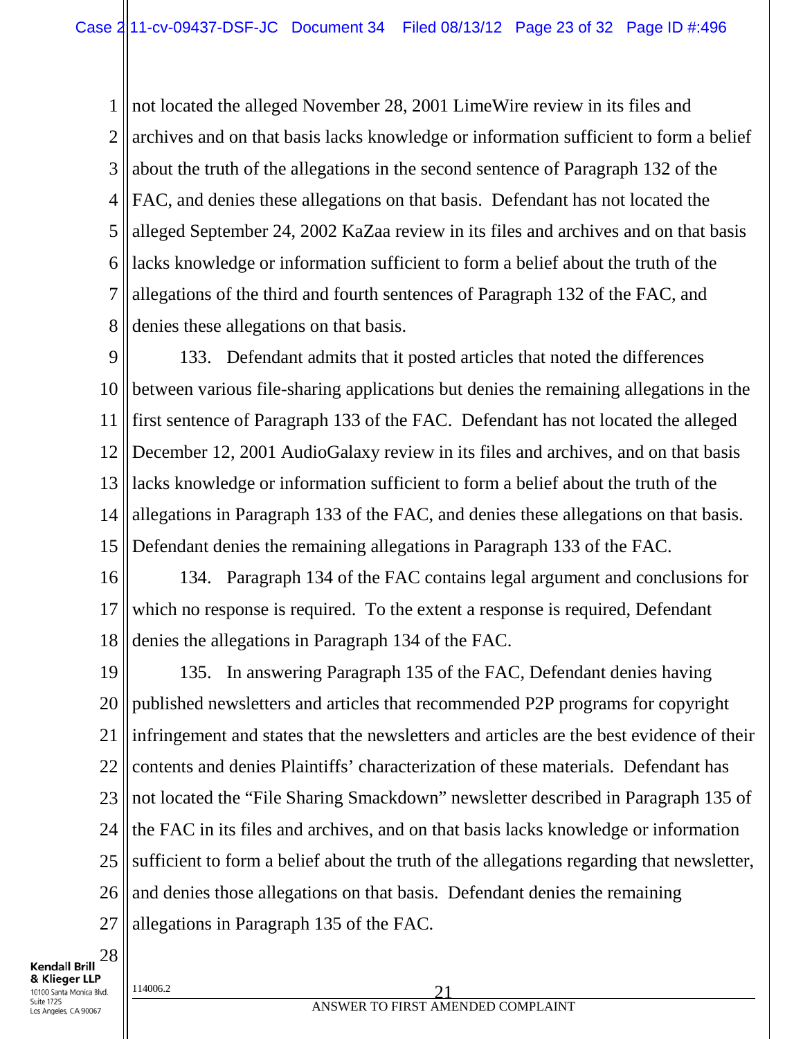not located the alleged November 28, 2001 LimeWire review in its files and archives and on that basis lacks knowledge or information sufficient to form a belief about the truth of the allegations in the second sentence of Paragraph 132 of the FAC, and denies these allegations on that basis. Defendant has not located the alleged September 24, 2002 KaZaa review in its files and archives and on that basis lacks knowledge or information sufficient to form a belief about the truth of the allegations of the third and fourth sentences of Paragraph 132 of the FAC, and denies these allegations on that basis.

133. Defendant admits that it posted articles that noted the differences between various file-sharing applications but denies the remaining allegations in the first sentence of Paragraph 133 of the FAC. Defendant has not located the alleged December 12, 2001 AudioGalaxy review in its files and archives, and on that basis lacks knowledge or information sufficient to form a belief about the truth of the allegations in Paragraph 133 of the FAC, and denies these allegations on that basis. Defendant denies the remaining allegations in Paragraph 133 of the FAC.

134. Paragraph 134 of the FAC contains legal argument and conclusions for which no response is required. To the extent a response is required, Defendant denies the allegations in Paragraph 134 of the FAC.

135. In answering Paragraph 135 of the FAC, Defendant denies having published newsletters and articles that recommended P2P programs for copyright infringement and states that the newsletters and articles are the best evidence of their contents and denies Plaintiffs' characterization of these materials. Defendant has not located the "File Sharing Smackdown" newsletter described in Paragraph 135 of the FAC in its files and archives, and on that basis lacks knowledge or information sufficient to form a belief about the truth of the allegations regarding that newsletter, and denies those allegations on that basis. Defendant denies the remaining allegations in Paragraph 135 of the FAC.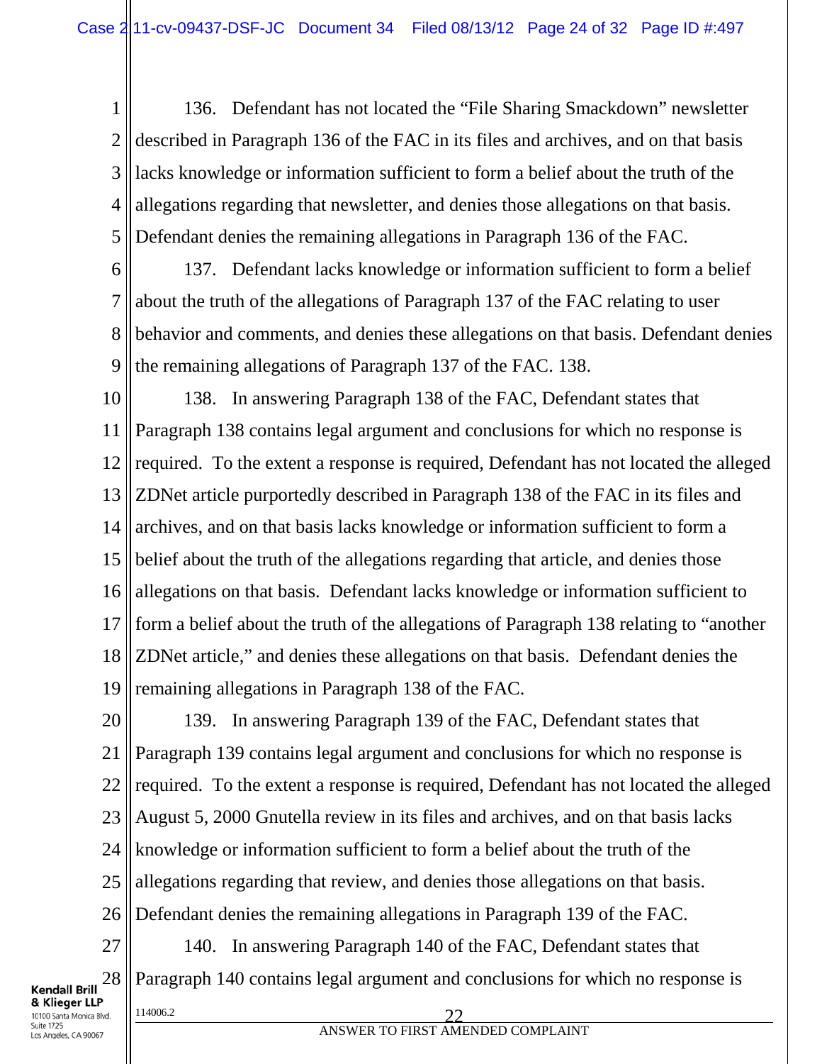136. Defendant has not located the "File Sharing Smackdown" newsletter described in Paragraph 136 of the FAC in its files and archives, and on that basis lacks knowledge or information sufficient to form a belief about the truth of the allegations regarding that newsletter, and denies those allegations on that basis. Defendant denies the remaining allegations in Paragraph 136 of the FAC.

137. Defendant lacks knowledge or information sufficient to form a belief about the truth of the allegations of Paragraph 137 of the FAC relating to user behavior and comments, and denies these allegations on that basis. Defendant denies the remaining allegations of Paragraph 137 of the FAC. 138.

138. In answering Paragraph 138 of the FAC, Defendant states that Paragraph 138 contains legal argument and conclusions for which no response is required. To the extent a response is required, Defendant has not located the alleged ZDNet article purportedly described in Paragraph 138 of the FAC in its files and archives, and on that basis lacks knowledge or information sufficient to form a belief about the truth of the allegations regarding that article, and denies those allegations on that basis. Defendant lacks knowledge or information sufficient to form a belief about the truth of the allegations of Paragraph 138 relating to "another ZDNet article," and denies these allegations on that basis. Defendant denies the remaining allegations in Paragraph 138 of the FAC.

139. In answering Paragraph 139 of the FAC, Defendant states that Paragraph 139 contains legal argument and conclusions for which no response is required. To the extent a response is required, Defendant has not located the alleged August 5, 2000 Gnutella review in its files and archives, and on that basis lacks knowledge or information sufficient to form a belief about the truth of the allegations regarding that review, and denies those allegations on that basis. Defendant denies the remaining allegations in Paragraph 139 of the FAC.

140. In answering Paragraph 140 of the FAC, Defendant states that Paragraph 140 contains legal argument and conclusions for which no response is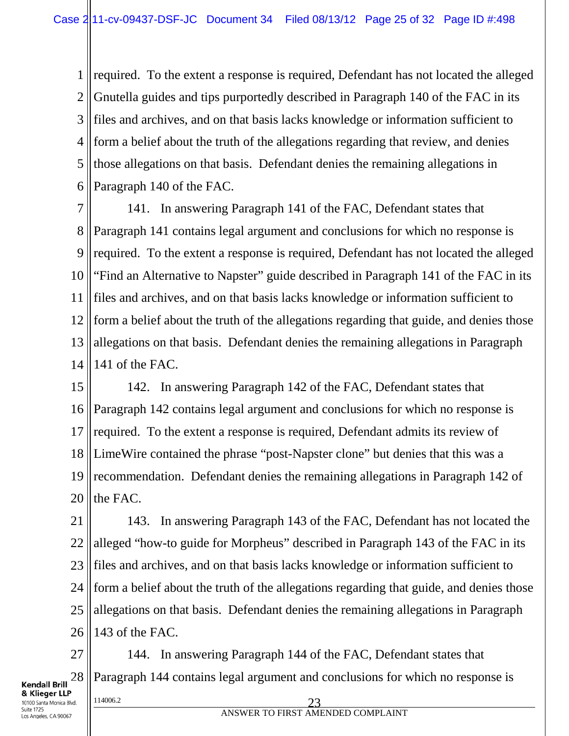required. To the extent a response is required, Defendant has not located the alleged Gnutella guides and tips purportedly described in Paragraph 140 of the FAC in its files and archives, and on that basis lacks knowledge or information sufficient to form a belief about the truth of the allegations regarding that review, and denies those allegations on that basis. Defendant denies the remaining allegations in Paragraph 140 of the FAC.

141. In answering Paragraph 141 of the FAC, Defendant states that Paragraph 141 contains legal argument and conclusions for which no response is required. To the extent a response is required, Defendant has not located the alleged "Find an Alternative to Napster" guide described in Paragraph 141 of the FAC in its files and archives, and on that basis lacks knowledge or information sufficient to form a belief about the truth of the allegations regarding that guide, and denies those allegations on that basis. Defendant denies the remaining allegations in Paragraph 141 of the FAC.

142. In answering Paragraph 142 of the FAC, Defendant states that Paragraph 142 contains legal argument and conclusions for which no response is required. To the extent a response is required, Defendant admits its review of LimeWire contained the phrase "post-Napster clone" but denies that this was a recommendation. Defendant denies the remaining allegations in Paragraph 142 of the FAC.

143. In answering Paragraph 143 of the FAC, Defendant has not located the alleged "how-to guide for Morpheus" described in Paragraph 143 of the FAC in its files and archives, and on that basis lacks knowledge or information sufficient to form a belief about the truth of the allegations regarding that guide, and denies those allegations on that basis. Defendant denies the remaining allegations in Paragraph 143 of the FAC.

144. In answering Paragraph 144 of the FAC, Defendant states that Paragraph 144 contains legal argument and conclusions for which no response is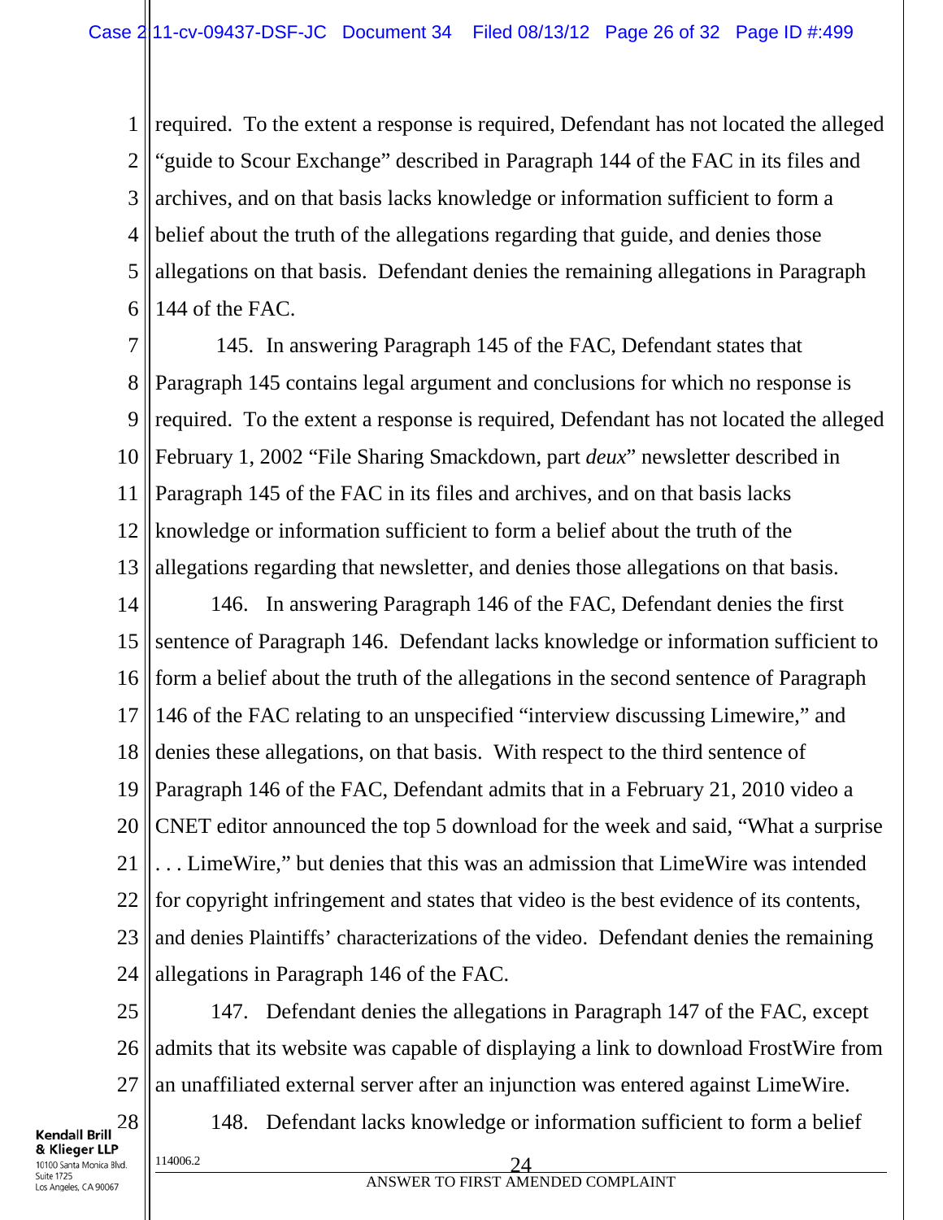required. To the extent a response is required, Defendant has not located the alleged "guide to Scour Exchange" described in Paragraph 144 of the FAC in its files and archives, and on that basis lacks knowledge or information sufficient to form a belief about the truth of the allegations regarding that guide, and denies those allegations on that basis. Defendant denies the remaining allegations in Paragraph 144 of the FAC.

145. In answering Paragraph 145 of the FAC, Defendant states that Paragraph 145 contains legal argument and conclusions for which no response is required. To the extent a response is required, Defendant has not located the alleged February 1, 2002 "File Sharing Smackdown, part *deux*" newsletter described in Paragraph 145 of the FAC in its files and archives, and on that basis lacks knowledge or information sufficient to form a belief about the truth of the allegations regarding that newsletter, and denies those allegations on that basis.

146. In answering Paragraph 146 of the FAC, Defendant denies the first sentence of Paragraph 146. Defendant lacks knowledge or information sufficient to form a belief about the truth of the allegations in the second sentence of Paragraph 146 of the FAC relating to an unspecified "interview discussing Limewire," and denies these allegations, on that basis. With respect to the third sentence of Paragraph 146 of the FAC, Defendant admits that in a February 21, 2010 video a CNET editor announced the top 5 download for the week and said, "What a surprise . . . LimeWire," but denies that this was an admission that LimeWire was intended for copyright infringement and states that video is the best evidence of its contents, and denies Plaintiffs' characterizations of the video. Defendant denies the remaining allegations in Paragraph 146 of the FAC.

147. Defendant denies the allegations in Paragraph 147 of the FAC, except admits that its website was capable of displaying a link to download FrostWire from an unaffiliated external server after an injunction was entered against LimeWire.

148. Defendant lacks knowledge or information sufficient to form a belief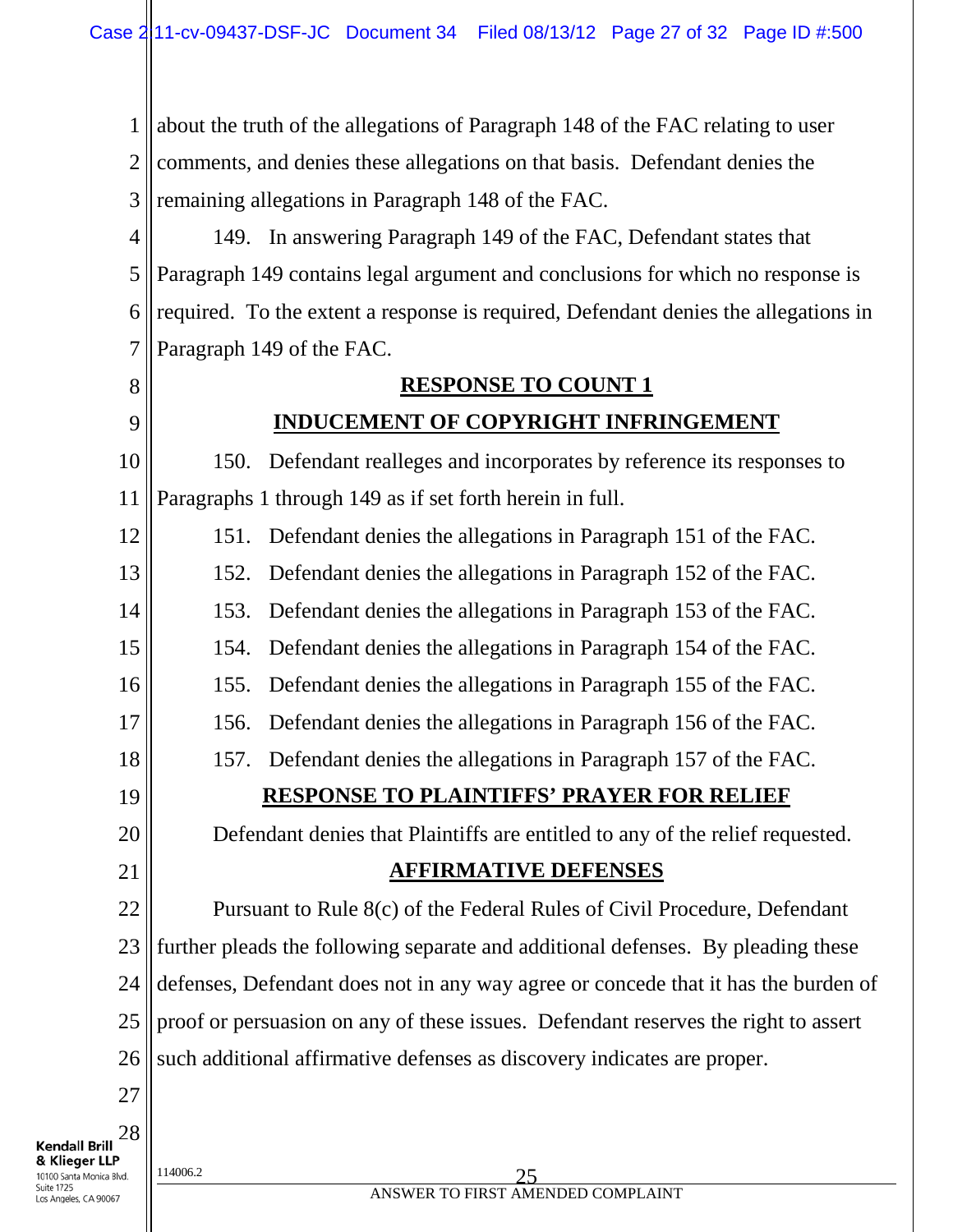about the truth of the allegations of Paragraph 148 of the FAC relating to user comments, and denies these allegations on that basis. Defendant denies the remaining allegations in Paragraph 148 of the FAC.

149. In answering Paragraph 149 of the FAC, Defendant states that Paragraph 149 contains legal argument and conclusions for which no response is required. To the extent a response is required, Defendant denies the allegations in Paragraph 149 of the FAC.

## RESPONSE TO COUNT 1

## INDUCEMENT OF COPYRIGHT INFRINGEMENT

150. Defendant realleges and incorporates by reference its responses to Paragraphs 1 through 149 as if set forth herein in full.

151. Defendant denies the allegations in Paragraph 151 of the FAC.

152. Defendant denies the allegations in Paragraph 152 of the FAC.

153. Defendant denies the allegations in Paragraph 153 of the FAC.

154. Defendant denies the allegations in Paragraph 154 of the FAC.

155. Defendant denies the allegations in Paragraph 155 of the FAC.

156. Defendant denies the allegations in Paragraph 156 of the FAC.

157. Defendant denies the allegations in Paragraph 157 of the FAC.

## RESPONSE TO PLAINTIFFS' PRAYER FOR RELIEF

Defendant denies that Plaintiffs are entitled to any of the relief requested.

## AFFIRMATIVE DEFENSES

Pursuant to Rule 8(c) of the Federal Rules of Civil Procedure, Defendant further pleads the following separate and additional defenses. By pleading these defenses, Defendant does not in any way agree or concede that it has the burden of proof or persuasion on any of these issues. Defendant reserves the right to assert such additional affirmative defenses as discovery indicates are proper.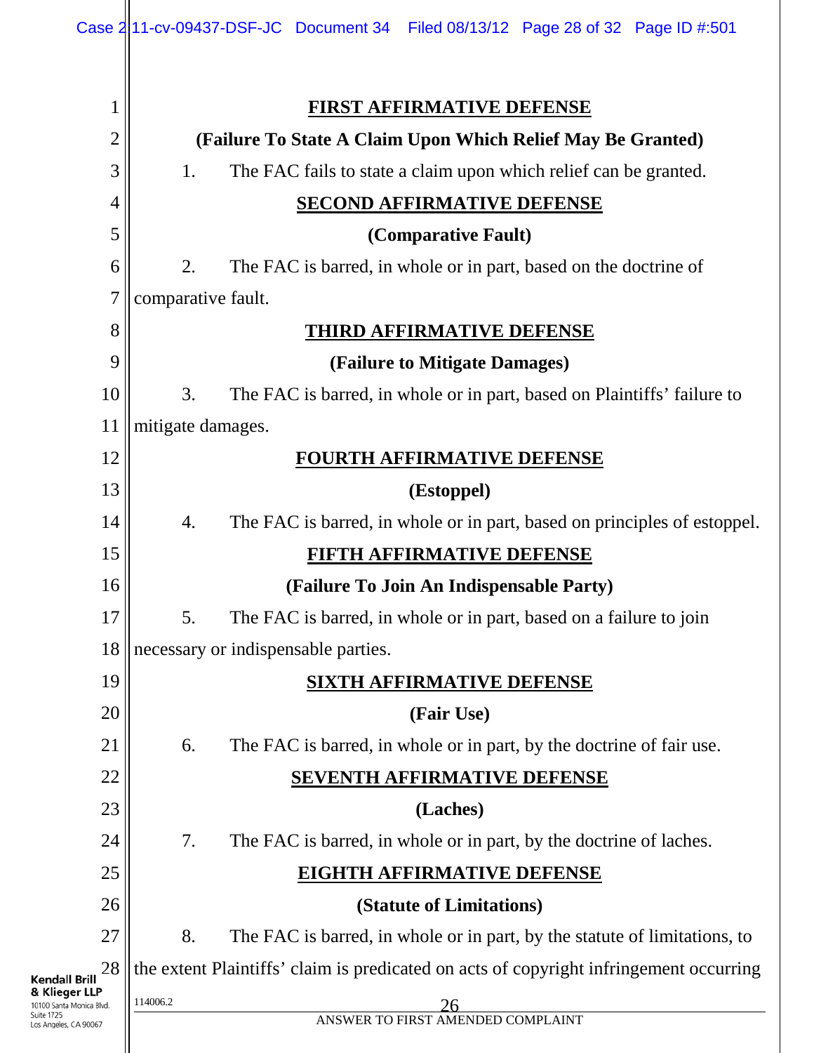**FIRST AFFIRMATIVE DEFENSE**

**(Failure To State A Claim Upon Which Relief May Be Granted)**

1. The FAC fails to state a claim upon which relief can be granted.

**SECOND AFFIRMATIVE DEFENSE**

**(Comparative Fault)**

2. The FAC is barred, in whole or in part, based on the doctrine of comparative fault.

**THIRD AFFIRMATIVE DEFENSE**

**(Failure to Mitigate Damages)**

3. The FAC is barred, in whole or in part, based on Plaintiffs' failure to mitigate damages.

**FOURTH AFFIRMATIVE DEFENSE**

**(Estoppel)**

4. The FAC is barred, in whole or in part, based on principles of estoppel.

**FIFTH AFFIRMATIVE DEFENSE**

**(Failure To Join An Indispensable Party)**

5. The FAC is barred, in whole or in part, based on a failure to join necessary or indispensable parties.

**SIXTH AFFIRMATIVE DEFENSE**

**(Fair Use)**

6. The FAC is barred, in whole or in part, by the doctrine of fair use.

**SEVENTH AFFIRMATIVE DEFENSE**

**(Laches)**

7. The FAC is barred, in whole or in part, by the doctrine of laches.

**EIGHTH AFFIRMATIVE DEFENSE**

**(Statute of Limitations)**

8. The FAC is barred, in whole or in part, by the statute of limitations, to the extent Plaintiffs' claim is predicated on acts of copyright infringement occurring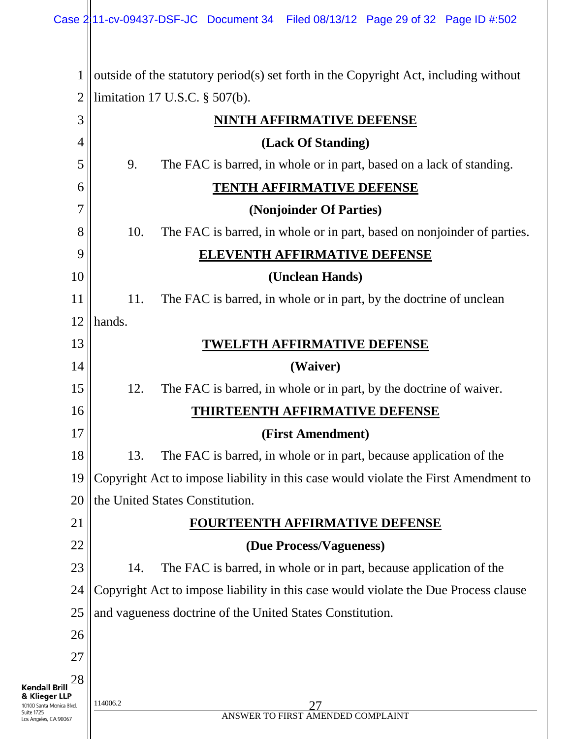outside of the statutory period(s) set forth in the Copyright Act, including without limitation 17 U.S.C. § 507(b).

**NINTH AFFIRMATIVE DEFENSE**

**(Lack Of Standing)**

9. The FAC is barred, in whole or in part, based on a lack of standing.

**TENTH AFFIRMATIVE DEFENSE**

**(Nonjoinder Of Parties)**

10. The FAC is barred, in whole or in part, based on nonjoinder of parties.

**ELEVENTH AFFIRMATIVE DEFENSE**

**(Unclean Hands)**

11. The FAC is barred, in whole or in part, by the doctrine of unclean hands.

**TWELFTH AFFIRMATIVE DEFENSE**

**(Waiver)**

12. The FAC is barred, in whole or in part, by the doctrine of waiver.

**THIRTEENTH AFFIRMATIVE DEFENSE**

**(First Amendment)**

13. The FAC is barred, in whole or in part, because application of the Copyright Act to impose liability in this case would violate the First Amendment to the United States Constitution.

**FOURTEENTH AFFIRMATIVE DEFENSE**

**(Due Process/Vagueness)**

14. The FAC is barred, in whole or in part, because application of the Copyright Act to impose liability in this case would violate the Due Process clause and vagueness doctrine of the United States Constitution.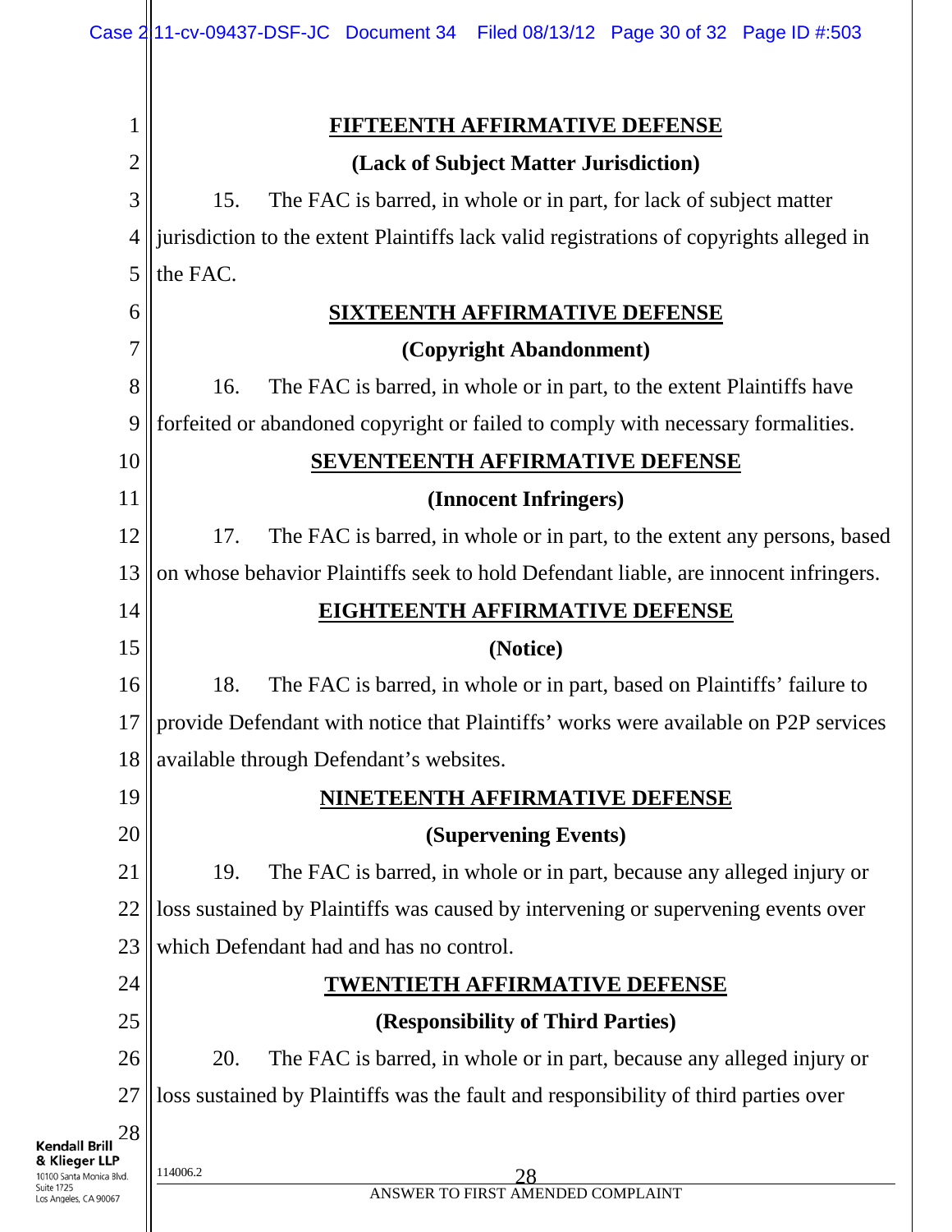## FIFTEENTH AFFIRMATIVE DEFENSE

### (Lack of Subject Matter Jurisdiction)

15. The FAC is barred, in whole or in part, for lack of subject matter jurisdiction to the extent Plaintiffs lack valid registrations of copyrights alleged in the FAC.

## SIXTEENTH AFFIRMATIVE DEFENSE

### (Copyright Abandonment)

16. The FAC is barred, in whole or in part, to the extent Plaintiffs have forfeited or abandoned copyright or failed to comply with necessary formalities.

## SEVENTEENTH AFFIRMATIVE DEFENSE

### (Innocent Infringers)

17. The FAC is barred, in whole or in part, to the extent any persons, based on whose behavior Plaintiffs seek to hold Defendant liable, are innocent infringers.

## EIGHTEENTH AFFIRMATIVE DEFENSE

### (Notice)

18. The FAC is barred, in whole or in part, based on Plaintiffs' failure to provide Defendant with notice that Plaintiffs' works were available on P2P services available through Defendant's websites.

## NINETEENTH AFFIRMATIVE DEFENSE

### (Supervening Events)

19. The FAC is barred, in whole or in part, because any alleged injury or loss sustained by Plaintiffs was caused by intervening or supervening events over which Defendant had and has no control.

## TWENTIETH AFFIRMATIVE DEFENSE

### (Responsibility of Third Parties)

20. The FAC is barred, in whole or in part, because any alleged injury or loss sustained by Plaintiffs was the fault and responsibility of third parties over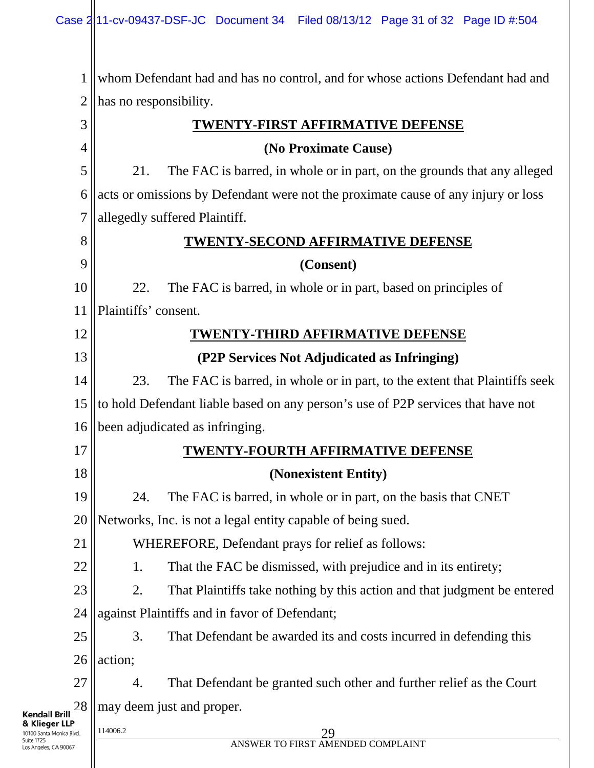whom Defendant had and has no control, and for whose actions Defendant had and has no responsibility.

**TWENTY-FIRST AFFIRMATIVE DEFENSE**

**(No Proximate Cause)**

21. The FAC is barred, in whole or in part, on the grounds that any alleged acts or omissions by Defendant were not the proximate cause of any injury or loss allegedly suffered Plaintiff.

**TWENTY-SECOND AFFIRMATIVE DEFENSE**

**(Consent)**

22. The FAC is barred, in whole or in part, based on principles of Plaintiffs' consent.

**TWENTY-THIRD AFFIRMATIVE DEFENSE**

**(P2P Services Not Adjudicated as Infringing)**

23. The FAC is barred, in whole or in part, to the extent that Plaintiffs seek to hold Defendant liable based on any person's use of P2P services that have not been adjudicated as infringing.

**TWENTY-FOURTH AFFIRMATIVE DEFENSE**

**(Nonexistent Entity)**

24. The FAC is barred, in whole or in part, on the basis that CNET Networks, Inc. is not a legal entity capable of being sued.

WHEREFORE, Defendant prays for relief as follows:

1. That the FAC be dismissed, with prejudice and in its entirety;

2. That Plaintiffs take nothing by this action and that judgment be entered against Plaintiffs and in favor of Defendant;

3. That Defendant be awarded its and costs incurred in defending this action;

4. That Defendant be granted such other and further relief as the Court may deem just and proper.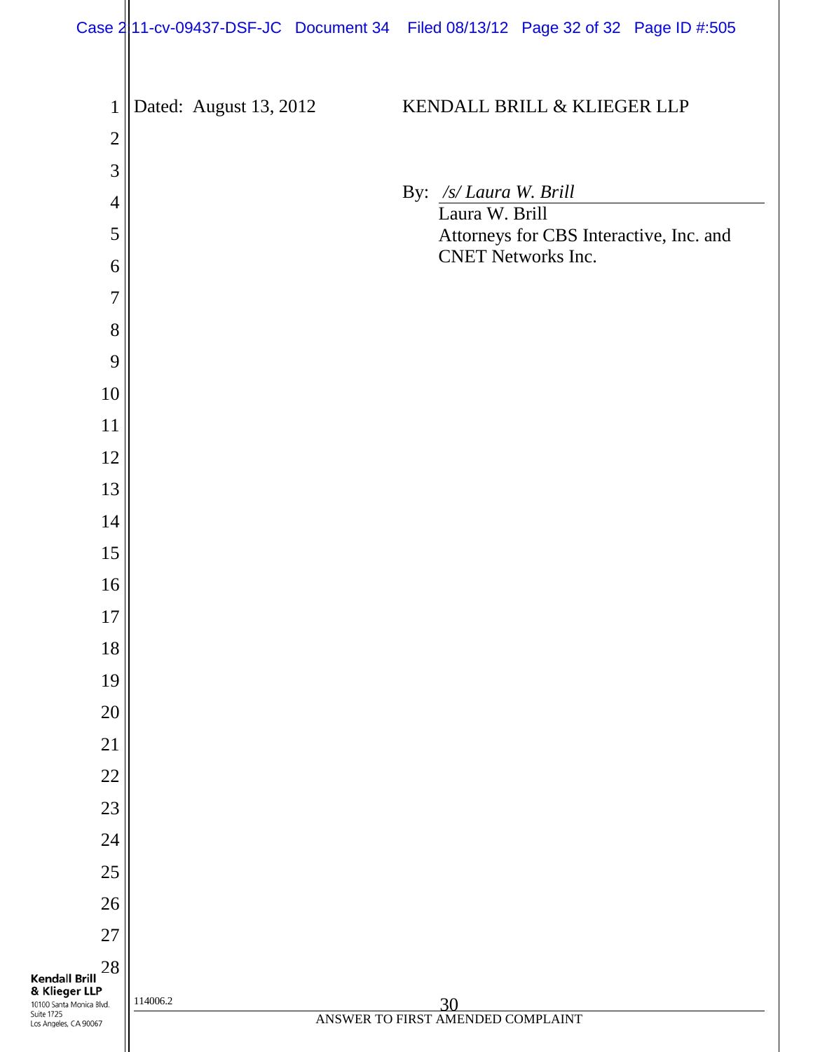Dated: August 13, 2012

KENDALL BRILL & KLIEGER LLP

By: */s/ Laura W. Brill*
Laura W. Brill
Attorneys for CBS Interactive, Inc. and CNET Networks Inc.